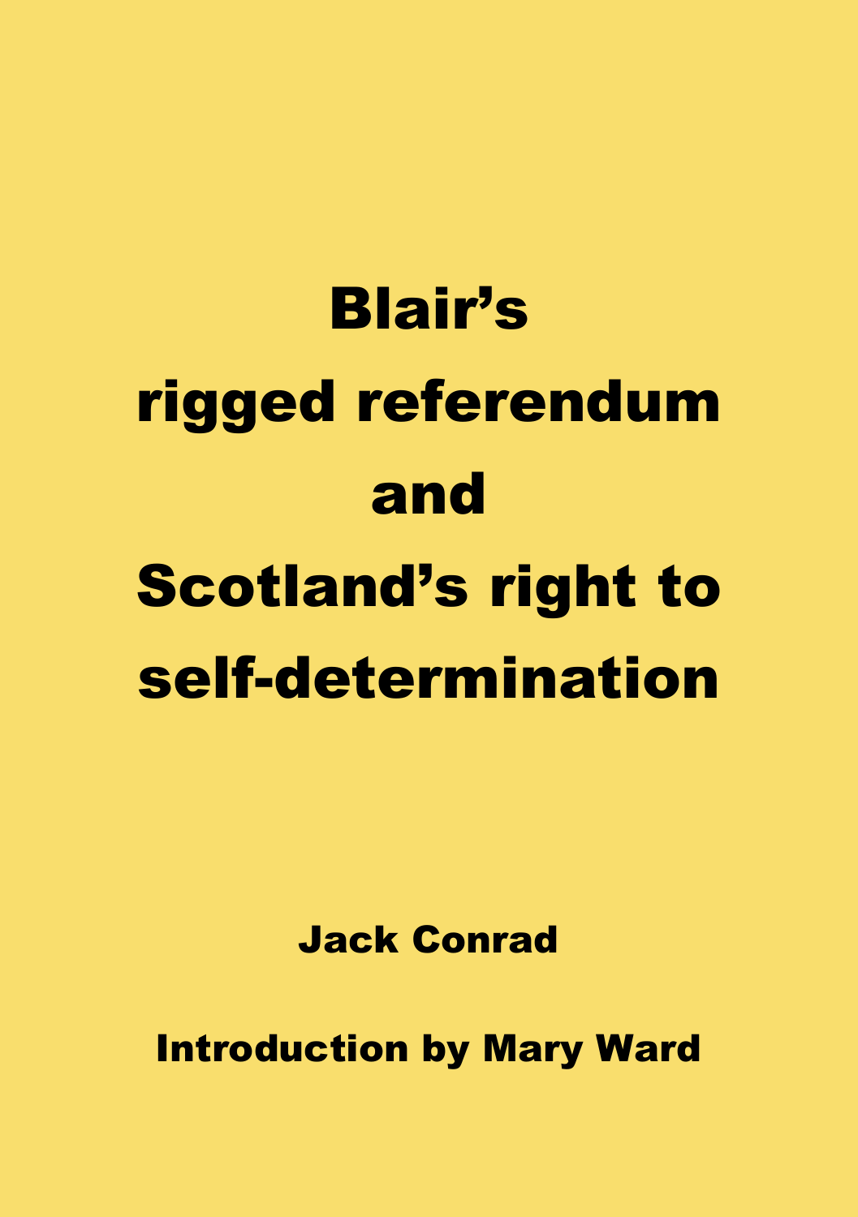# Blair's rigged referendum and Scotland's right to self-determination

**Jack Conrad**

**Introduction by Mary Ward**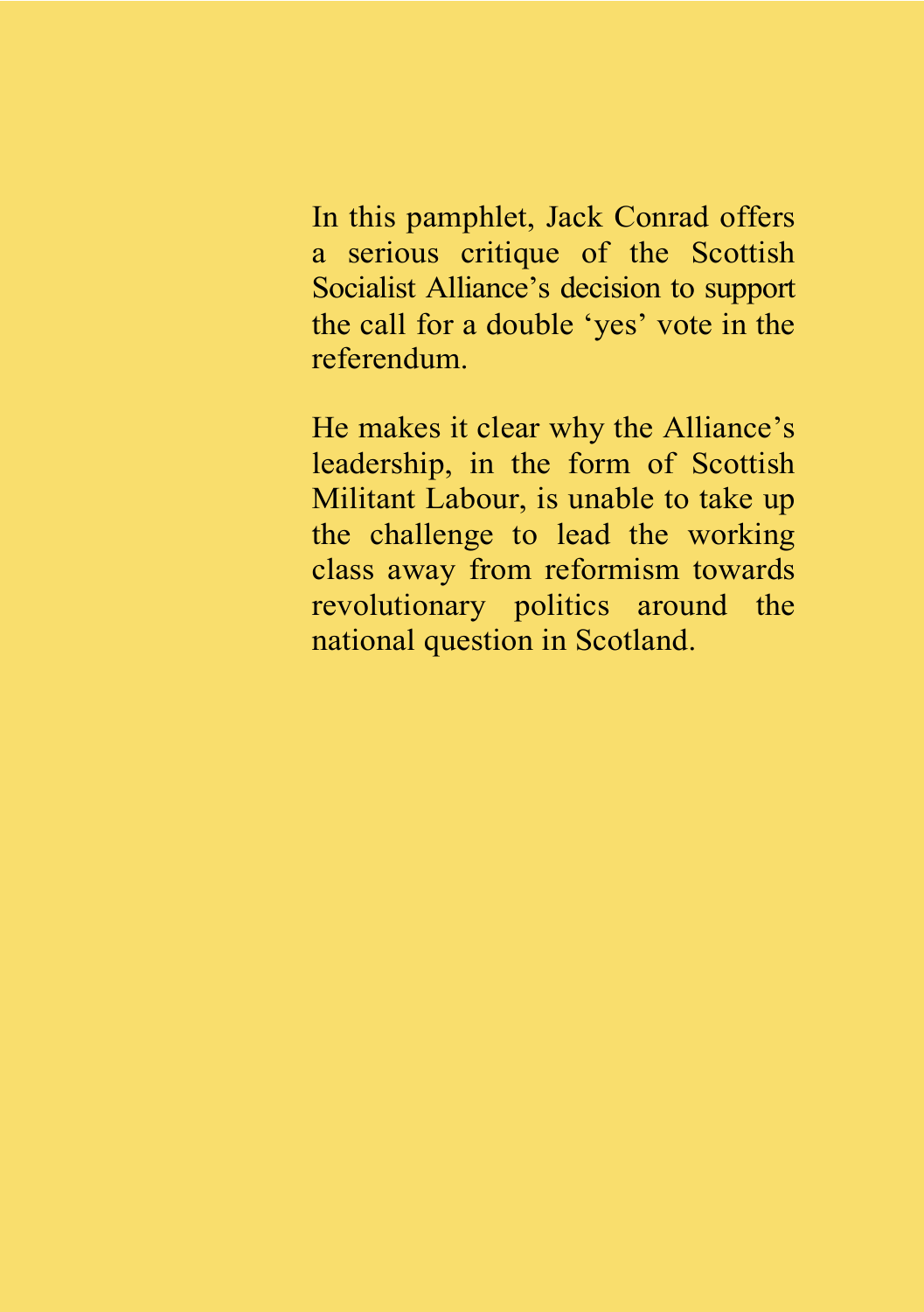In this pamphlet, Jack Conrad offers a serious critique of the Scottish Socialist Alliance's decision to support the call for a double 'yes' vote in the referendum.

He makes it clear why the Alliance's leadership, in the form of Scottish Militant Labour, is unable to take up the challenge to lead the working class away from reformism towards revolutionary politics around the national question in Scotland.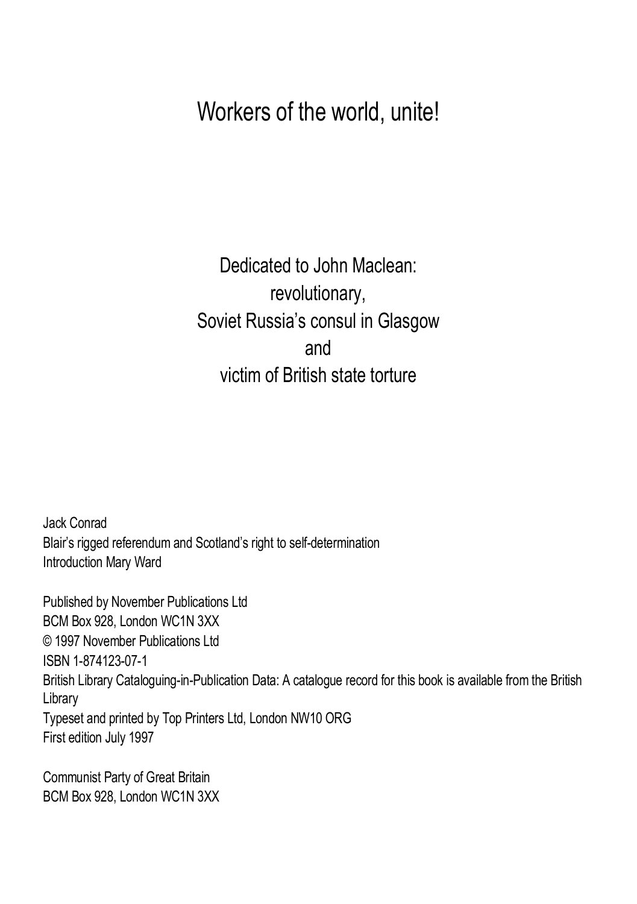# Workers of the world, unite!

Dedicated to John Maclean:
revolutionary,
Soviet Russia's consul in Glasgow
and
victim of British state torture

Jack Conrad
Blair's rigged referendum and Scotland's right to self-determination
Introduction Mary Ward

Published by November Publications Ltd
BCM Box 928, London WC1N 3XX
© 1997 November Publications Ltd
ISBN 1-874123-07-1
British Library Cataloguing-in-Publication Data: A catalogue record for this book is available from the British Library
Typeset and printed by Top Printers Ltd, London NW10 ORG
First edition July 1997

Communist Party of Great Britain
BCM Box 928, London WC1N 3XX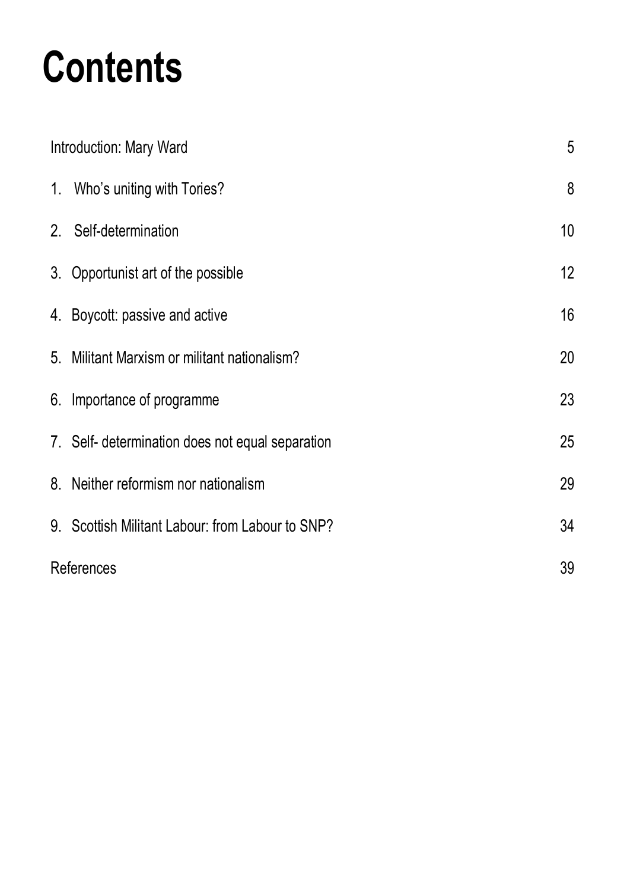# Contents

| | |
|---|---|
| Introduction: Mary Ward | 5 |
| 1. Who's uniting with Tories? | 8 |
| 2. Self-determination | 10 |
| 3. Opportunist art of the possible | 12 |
| 4. Boycott: passive and active | 16 |
| 5. Militant Marxism or militant nationalism? | 20 |
| 6. Importance of programme | 23 |
| 7. Self- determination does not equal separation | 25 |
| 8. Neither reformism nor nationalism | 29 |
| 9. Scottish Militant Labour: from Labour to SNP? | 34 |
| References | 39 |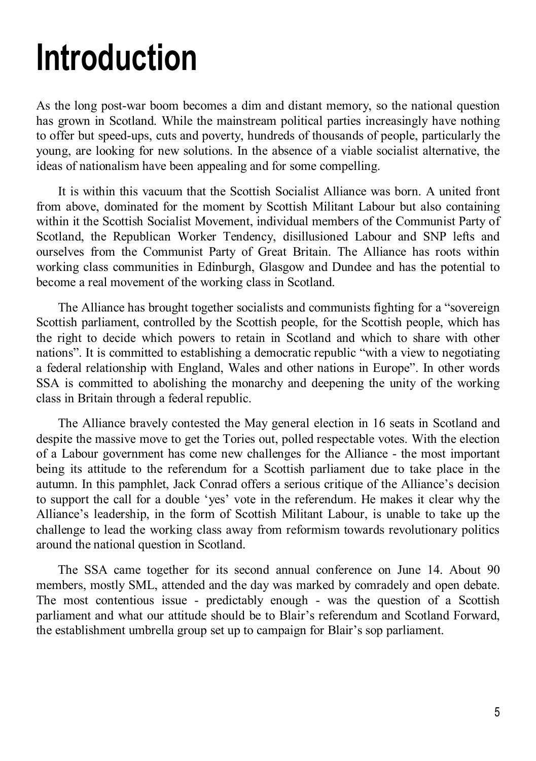# Introduction

As the long post-war boom becomes a dim and distant memory, so the national question has grown in Scotland. While the mainstream political parties increasingly have nothing to offer but speed-ups, cuts and poverty, hundreds of thousands of people, particularly the young, are looking for new solutions. In the absence of a viable socialist alternative, the ideas of nationalism have been appealing and for some compelling.

It is within this vacuum that the Scottish Socialist Alliance was born. A united front from above, dominated for the moment by Scottish Militant Labour but also containing within it the Scottish Socialist Movement, individual members of the Communist Party of Scotland, the Republican Worker Tendency, disillusioned Labour and SNP lefts and ourselves from the Communist Party of Great Britain. The Alliance has roots within working class communities in Edinburgh, Glasgow and Dundee and has the potential to become a real movement of the working class in Scotland.

The Alliance has brought together socialists and communists fighting for a "sovereign Scottish parliament, controlled by the Scottish people, for the Scottish people, which has the right to decide which powers to retain in Scotland and which to share with other nations". It is committed to establishing a democratic republic "with a view to negotiating a federal relationship with England, Wales and other nations in Europe". In other words SSA is committed to abolishing the monarchy and deepening the unity of the working class in Britain through a federal republic.

The Alliance bravely contested the May general election in 16 seats in Scotland and despite the massive move to get the Tories out, polled respectable votes. With the election of a Labour government has come new challenges for the Alliance - the most important being its attitude to the referendum for a Scottish parliament due to take place in the autumn. In this pamphlet, Jack Conrad offers a serious critique of the Alliance's decision to support the call for a double 'yes' vote in the referendum. He makes it clear why the Alliance's leadership, in the form of Scottish Militant Labour, is unable to take up the challenge to lead the working class away from reformism towards revolutionary politics around the national question in Scotland.

The SSA came together for its second annual conference on June 14. About 90 members, mostly SML, attended and the day was marked by comradely and open debate. The most contentious issue - predictably enough - was the question of a Scottish parliament and what our attitude should be to Blair's referendum and Scotland Forward, the establishment umbrella group set up to campaign for Blair's sop parliament.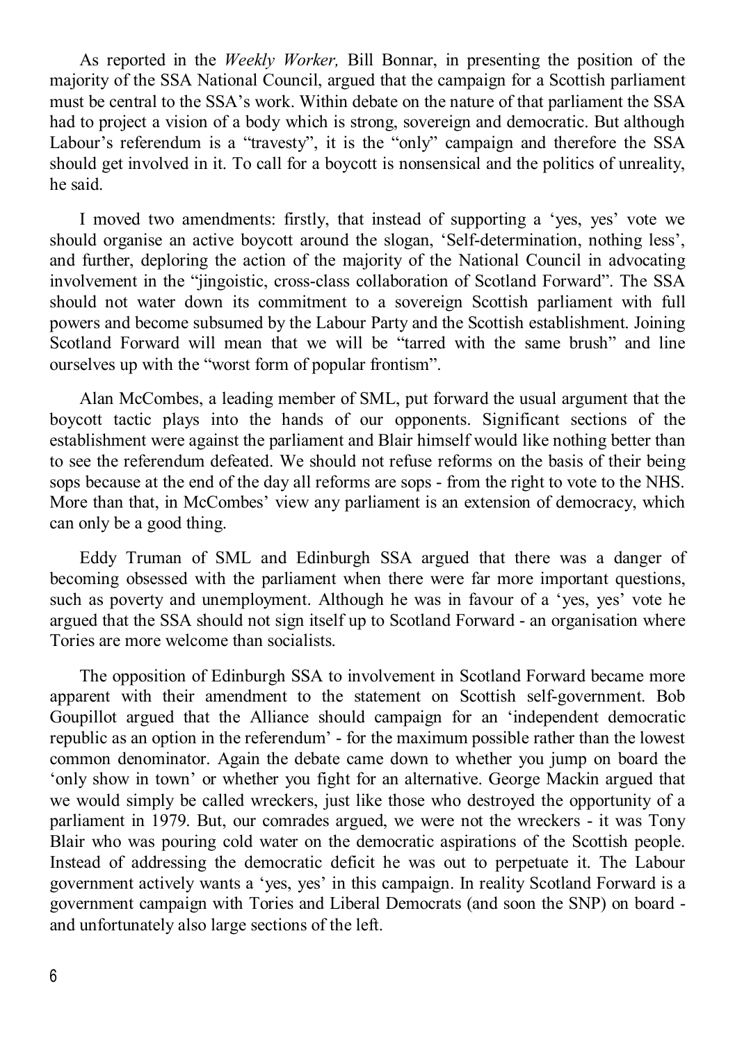As reported in the *Weekly Worker,* Bill Bonnar, in presenting the position of the majority of the SSA National Council, argued that the campaign for a Scottish parliament must be central to the SSA's work. Within debate on the nature of that parliament the SSA had to project a vision of a body which is strong, sovereign and democratic. But although Labour's referendum is a "travesty", it is the "only" campaign and therefore the SSA should get involved in it. To call for a boycott is nonsensical and the politics of unreality, he said.

I moved two amendments: firstly, that instead of supporting a 'yes, yes' vote we should organise an active boycott around the slogan, 'Self-determination, nothing less', and further, deploring the action of the majority of the National Council in advocating involvement in the "jingoistic, cross-class collaboration of Scotland Forward". The SSA should not water down its commitment to a sovereign Scottish parliament with full powers and become subsumed by the Labour Party and the Scottish establishment. Joining Scotland Forward will mean that we will be "tarred with the same brush" and line ourselves up with the "worst form of popular frontism".

Alan McCombes, a leading member of SML, put forward the usual argument that the boycott tactic plays into the hands of our opponents. Significant sections of the establishment were against the parliament and Blair himself would like nothing better than to see the referendum defeated. We should not refuse reforms on the basis of their being sops because at the end of the day all reforms are sops - from the right to vote to the NHS. More than that, in McCombes' view any parliament is an extension of democracy, which can only be a good thing.

Eddy Truman of SML and Edinburgh SSA argued that there was a danger of becoming obsessed with the parliament when there were far more important questions, such as poverty and unemployment. Although he was in favour of a 'yes, yes' vote he argued that the SSA should not sign itself up to Scotland Forward - an organisation where Tories are more welcome than socialists.

The opposition of Edinburgh SSA to involvement in Scotland Forward became more apparent with their amendment to the statement on Scottish self-government. Bob Goupillot argued that the Alliance should campaign for an 'independent democratic republic as an option in the referendum' - for the maximum possible rather than the lowest common denominator. Again the debate came down to whether you jump on board the 'only show in town' or whether you fight for an alternative. George Mackin argued that we would simply be called wreckers, just like those who destroyed the opportunity of a parliament in 1979. But, our comrades argued, we were not the wreckers - it was Tony Blair who was pouring cold water on the democratic aspirations of the Scottish people. Instead of addressing the democratic deficit he was out to perpetuate it. The Labour government actively wants a 'yes, yes' in this campaign. In reality Scotland Forward is a government campaign with Tories and Liberal Democrats (and soon the SNP) on board - and unfortunately also large sections of the left.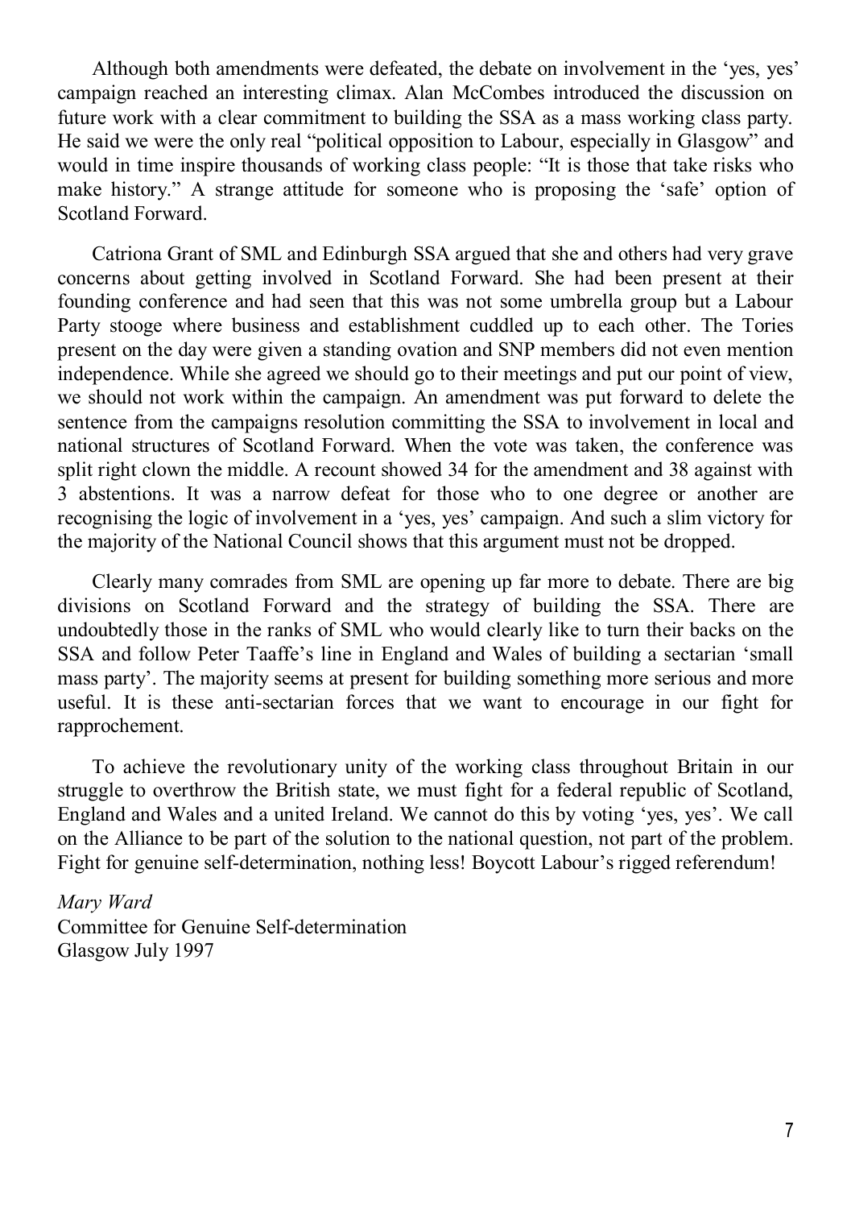Although both amendments were defeated, the debate on involvement in the 'yes, yes' campaign reached an interesting climax. Alan McCombes introduced the discussion on future work with a clear commitment to building the SSA as a mass working class party. He said we were the only real "political opposition to Labour, especially in Glasgow" and would in time inspire thousands of working class people: "It is those that take risks who make history." A strange attitude for someone who is proposing the 'safe' option of Scotland Forward.

Catriona Grant of SML and Edinburgh SSA argued that she and others had very grave concerns about getting involved in Scotland Forward. She had been present at their founding conference and had seen that this was not some umbrella group but a Labour Party stooge where business and establishment cuddled up to each other. The Tories present on the day were given a standing ovation and SNP members did not even mention independence. While she agreed we should go to their meetings and put our point of view, we should not work within the campaign. An amendment was put forward to delete the sentence from the campaigns resolution committing the SSA to involvement in local and national structures of Scotland Forward. When the vote was taken, the conference was split right clown the middle. A recount showed 34 for the amendment and 38 against with 3 abstentions. It was a narrow defeat for those who to one degree or another are recognising the logic of involvement in a 'yes, yes' campaign. And such a slim victory for the majority of the National Council shows that this argument must not be dropped.

Clearly many comrades from SML are opening up far more to debate. There are big divisions on Scotland Forward and the strategy of building the SSA. There are undoubtedly those in the ranks of SML who would clearly like to turn their backs on the SSA and follow Peter Taaffe's line in England and Wales of building a sectarian 'small mass party'. The majority seems at present for building something more serious and more useful. It is these anti-sectarian forces that we want to encourage in our fight for rapprochement.

To achieve the revolutionary unity of the working class throughout Britain in our struggle to overthrow the British state, we must fight for a federal republic of Scotland, England and Wales and a united Ireland. We cannot do this by voting 'yes, yes'. We call on the Alliance to be part of the solution to the national question, not part of the problem. Fight for genuine self-determination, nothing less! Boycott Labour's rigged referendum!

*Mary Ward*
Committee for Genuine Self-determination
Glasgow July 1997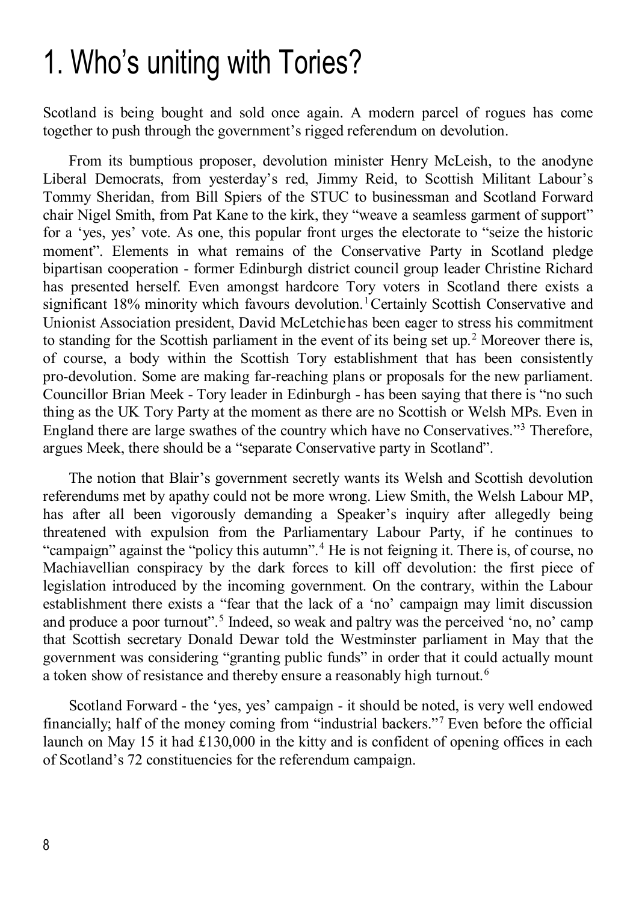# 1. Who's uniting with Tories?

Scotland is being bought and sold once again. A modern parcel of rogues has come together to push through the government's rigged referendum on devolution.

From its bumptious proposer, devolution minister Henry McLeish, to the anodyne Liberal Democrats, from yesterday's red, Jimmy Reid, to Scottish Militant Labour's Tommy Sheridan, from Bill Spiers of the STUC to businessman and Scotland Forward chair Nigel Smith, from Pat Kane to the kirk, they "weave a seamless garment of support" for a 'yes, yes' vote. As one, this popular front urges the electorate to "seize the historic moment". Elements in what remains of the Conservative Party in Scotland pledge bipartisan cooperation - former Edinburgh district council group leader Christine Richard has presented herself. Even amongst hardcore Tory voters in Scotland there exists a significant 18% minority which favours devolution.[1] Certainly Scottish Conservative and Unionist Association president, David McLetchie has been eager to stress his commitment to standing for the Scottish parliament in the event of its being set up.[2] Moreover there is, of course, a body within the Scottish Tory establishment that has been consistently pro-devolution. Some are making far-reaching plans or proposals for the new parliament. Councillor Brian Meek - Tory leader in Edinburgh - has been saying that there is "no such thing as the UK Tory Party at the moment as there are no Scottish or Welsh MPs. Even in England there are large swathes of the country which have no Conservatives."[3] Therefore, argues Meek, there should be a "separate Conservative party in Scotland".

The notion that Blair's government secretly wants its Welsh and Scottish devolution referendums met by apathy could not be more wrong. Liew Smith, the Welsh Labour MP, has after all been vigorously demanding a Speaker's inquiry after allegedly being threatened with expulsion from the Parliamentary Labour Party, if he continues to "campaign" against the "policy this autumn".[4] He is not feigning it. There is, of course, no Machiavellian conspiracy by the dark forces to kill off devolution: the first piece of legislation introduced by the incoming government. On the contrary, within the Labour establishment there exists a "fear that the lack of a 'no' campaign may limit discussion and produce a poor turnout".[5] Indeed, so weak and paltry was the perceived 'no, no' camp that Scottish secretary Donald Dewar told the Westminster parliament in May that the government was considering "granting public funds" in order that it could actually mount a token show of resistance and thereby ensure a reasonably high turnout.[6]

Scotland Forward - the 'yes, yes' campaign - it should be noted, is very well endowed financially; half of the money coming from "industrial backers."[7] Even before the official launch on May 15 it had £130,000 in the kitty and is confident of opening offices in each of Scotland's 72 constituencies for the referendum campaign.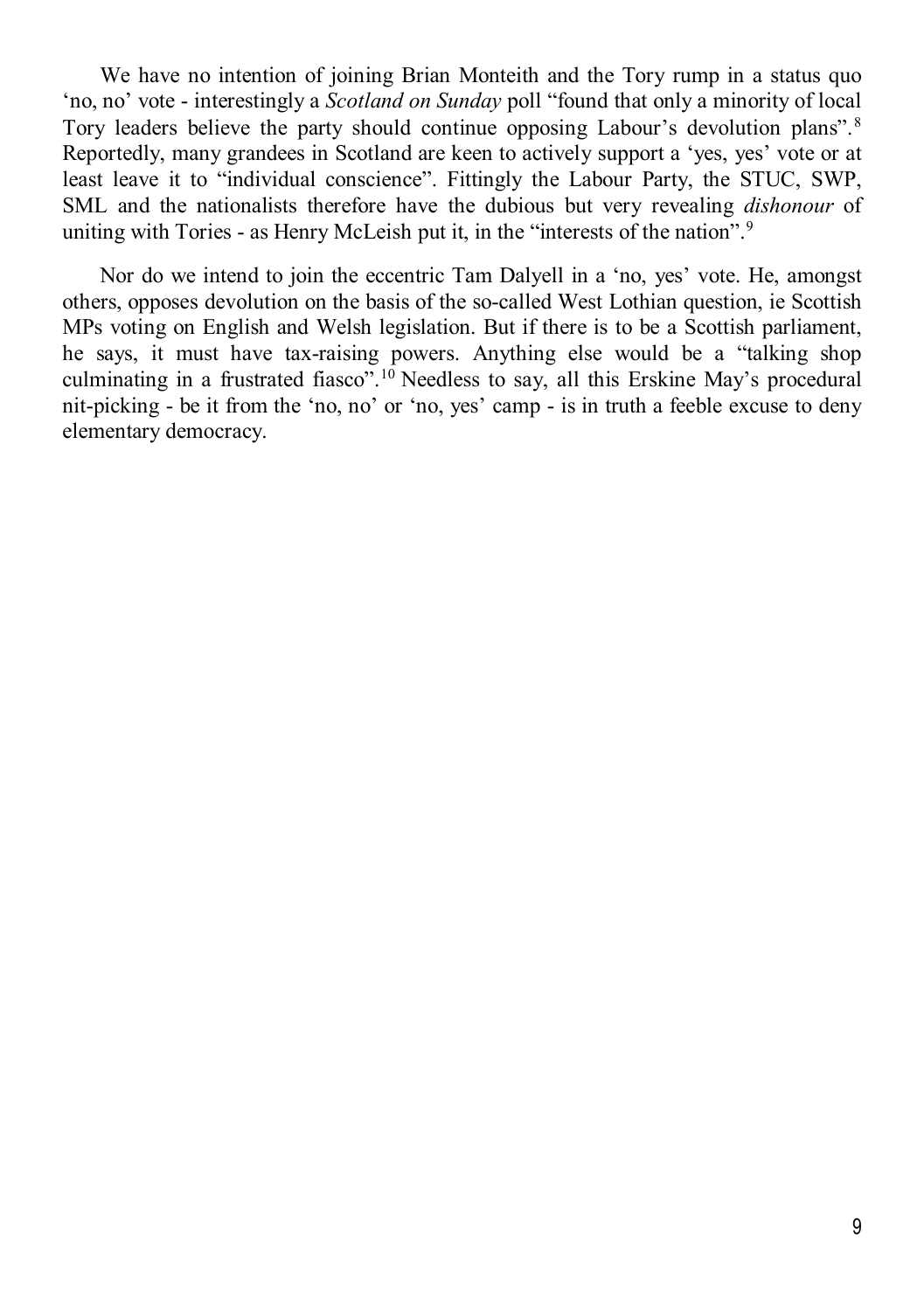We have no intention of joining Brian Monteith and the Tory rump in a status quo 'no, no' vote - interestingly a *Scotland on Sunday* poll "found that only a minority of local Tory leaders believe the party should continue opposing Labour's devolution plans".[8] Reportedly, many grandees in Scotland are keen to actively support a 'yes, yes' vote or at least leave it to "individual conscience". Fittingly the Labour Party, the STUC, SWP, SML and the nationalists therefore have the dubious but very revealing *dishonour* of uniting with Tories - as Henry McLeish put it, in the "interests of the nation".[9]

Nor do we intend to join the eccentric Tam Dalyell in a 'no, yes' vote. He, amongst others, opposes devolution on the basis of the so-called West Lothian question, ie Scottish MPs voting on English and Welsh legislation. But if there is to be a Scottish parliament, he says, it must have tax-raising powers. Anything else would be a "talking shop culminating in a frustrated fiasco".[10] Needless to say, all this Erskine May's procedural nit-picking - be it from the 'no, no' or 'no, yes' camp - is in truth a feeble excuse to deny elementary democracy.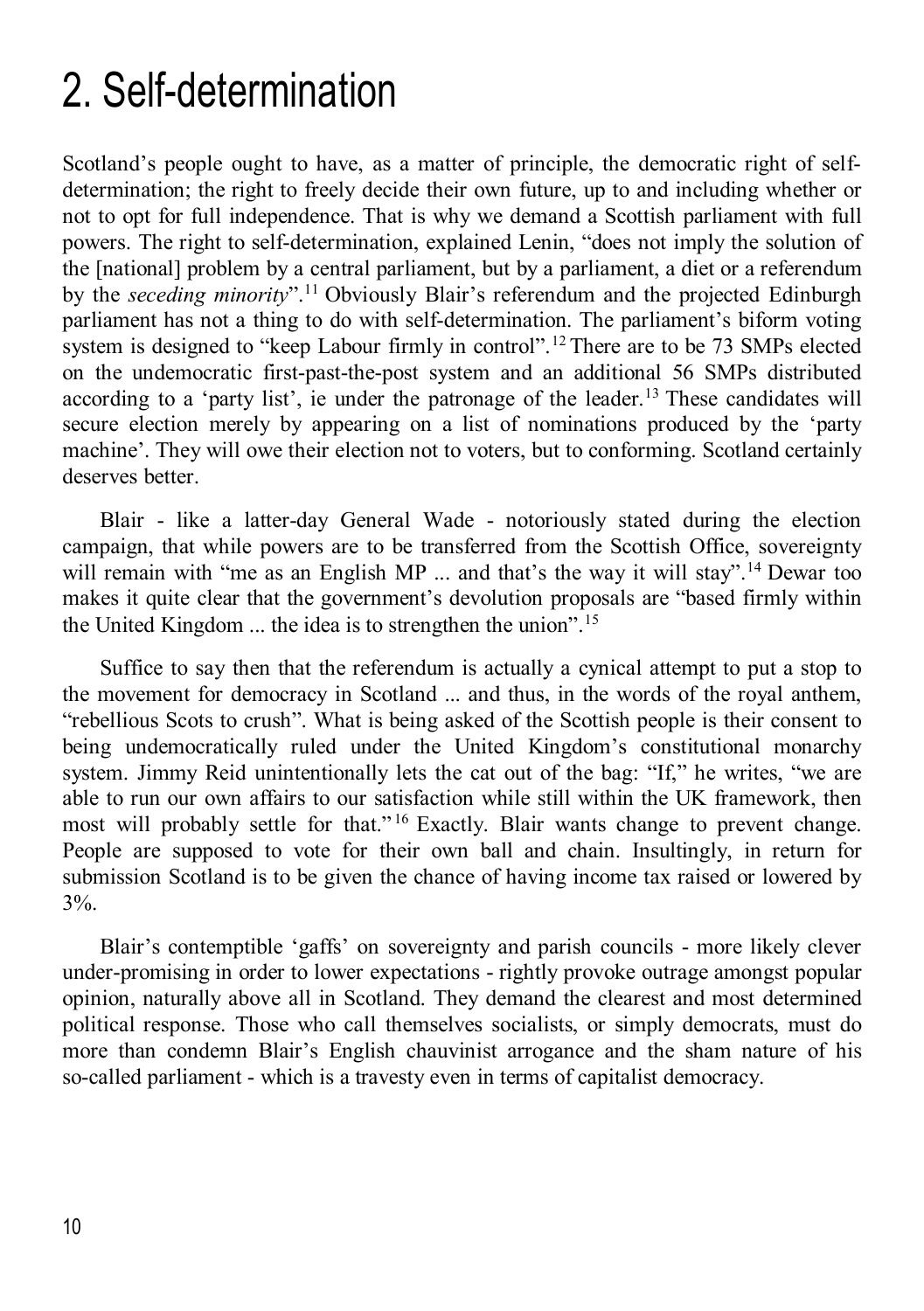# 2. Self-determination

Scotland's people ought to have, as a matter of principle, the democratic right of self-determination; the right to freely decide their own future, up to and including whether or not to opt for full independence. That is why we demand a Scottish parliament with full powers. The right to self-determination, explained Lenin, "does not imply the solution of the [national] problem by a central parliament, but by a parliament, a diet or a referendum by the *seceding minority*".[11] Obviously Blair's referendum and the projected Edinburgh parliament has not a thing to do with self-determination. The parliament's biform voting system is designed to "keep Labour firmly in control".[12] There are to be 73 SMPs elected on the undemocratic first-past-the-post system and an additional 56 SMPs distributed according to a 'party list', ie under the patronage of the leader.[13] These candidates will secure election merely by appearing on a list of nominations produced by the 'party machine'. They will owe their election not to voters, but to conforming. Scotland certainly deserves better.

Blair - like a latter-day General Wade - notoriously stated during the election campaign, that while powers are to be transferred from the Scottish Office, sovereignty will remain with "me as an English MP ... and that's the way it will stay".[14] Dewar too makes it quite clear that the government's devolution proposals are "based firmly within the United Kingdom ... the idea is to strengthen the union".[15]

Suffice to say then that the referendum is actually a cynical attempt to put a stop to the movement for democracy in Scotland ... and thus, in the words of the royal anthem, "rebellious Scots to crush". What is being asked of the Scottish people is their consent to being undemocratically ruled under the United Kingdom's constitutional monarchy system. Jimmy Reid unintentionally lets the cat out of the bag: "If," he writes, "we are able to run our own affairs to our satisfaction while still within the UK framework, then most will probably settle for that."[16] Exactly. Blair wants change to prevent change. People are supposed to vote for their own ball and chain. Insultingly, in return for submission Scotland is to be given the chance of having income tax raised or lowered by 3%.

Blair's contemptible 'gaffs' on sovereignty and parish councils - more likely clever under-promising in order to lower expectations - rightly provoke outrage amongst popular opinion, naturally above all in Scotland. They demand the clearest and most determined political response. Those who call themselves socialists, or simply democrats, must do more than condemn Blair's English chauvinist arrogance and the sham nature of his so-called parliament - which is a travesty even in terms of capitalist democracy.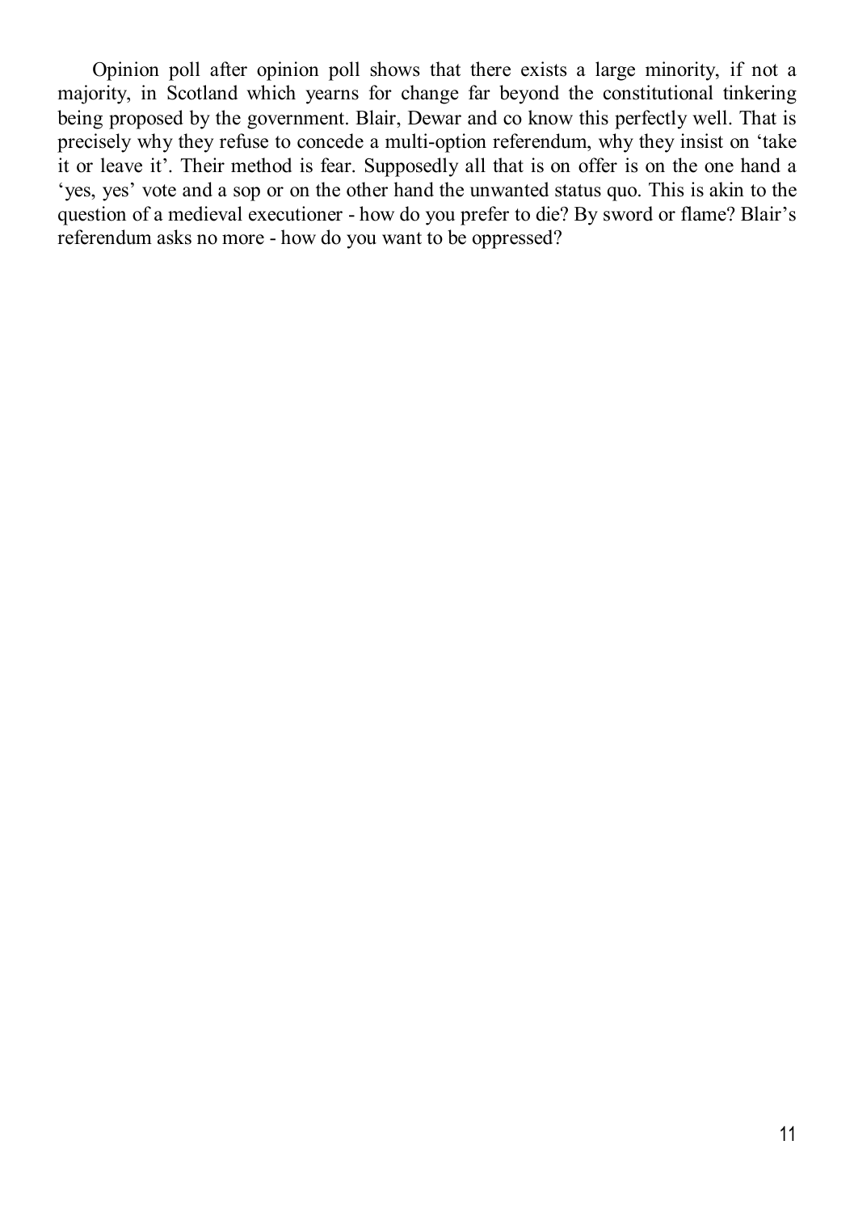Opinion poll after opinion poll shows that there exists a large minority, if not a majority, in Scotland which yearns for change far beyond the constitutional tinkering being proposed by the government. Blair, Dewar and co know this perfectly well. That is precisely why they refuse to concede a multi-option referendum, why they insist on 'take it or leave it'. Their method is fear. Supposedly all that is on offer is on the one hand a 'yes, yes' vote and a sop or on the other hand the unwanted status quo. This is akin to the question of a medieval executioner - how do you prefer to die? By sword or flame? Blair's referendum asks no more - how do you want to be oppressed?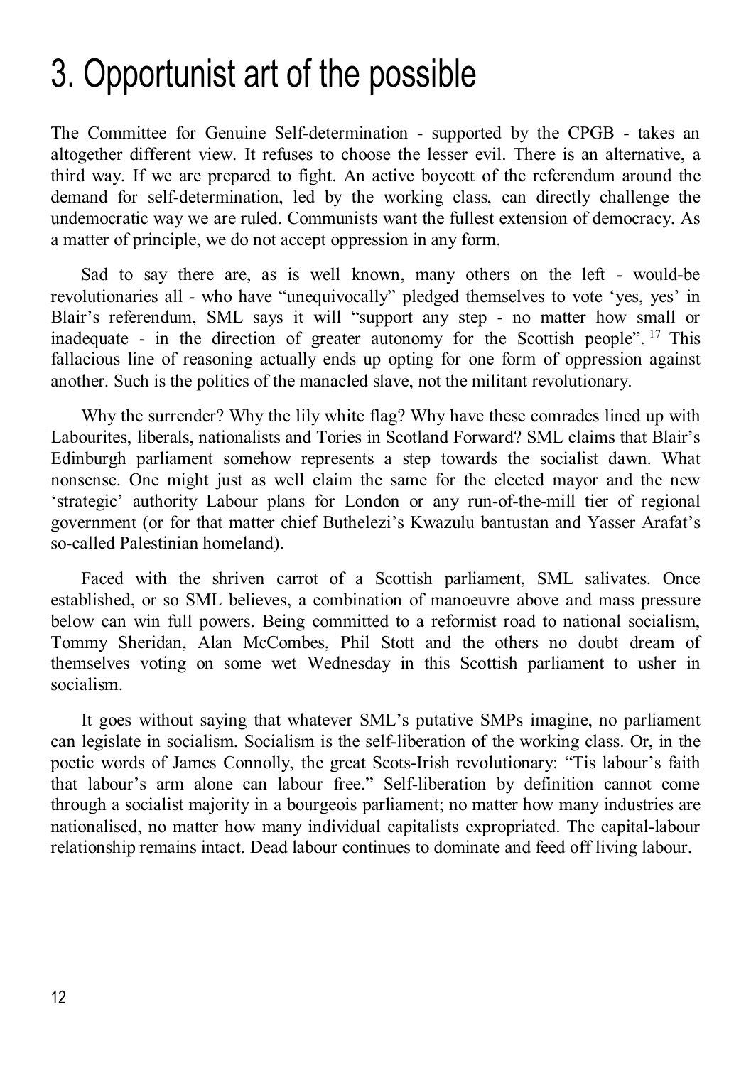# 3. Opportunist art of the possible

The Committee for Genuine Self-determination - supported by the CPGB - takes an altogether different view. It refuses to choose the lesser evil. There is an alternative, a third way. If we are prepared to fight. An active boycott of the referendum around the demand for self-determination, led by the working class, can directly challenge the undemocratic way we are ruled. Communists want the fullest extension of democracy. As a matter of principle, we do not accept oppression in any form.

Sad to say there are, as is well known, many others on the left - would-be revolutionaries all - who have "unequivocally" pledged themselves to vote 'yes, yes' in Blair's referendum, SML says it will "support any step - no matter how small or inadequate - in the direction of greater autonomy for the Scottish people". [17] This fallacious line of reasoning actually ends up opting for one form of oppression against another. Such is the politics of the manacled slave, not the militant revolutionary.

Why the surrender? Why the lily white flag? Why have these comrades lined up with Labourites, liberals, nationalists and Tories in Scotland Forward? SML claims that Blair's Edinburgh parliament somehow represents a step towards the socialist dawn. What nonsense. One might just as well claim the same for the elected mayor and the new 'strategic' authority Labour plans for London or any run-of-the-mill tier of regional government (or for that matter chief Buthelezi's Kwazulu bantustan and Yasser Arafat's so-called Palestinian homeland).

Faced with the shriven carrot of a Scottish parliament, SML salivates. Once established, or so SML believes, a combination of manoeuvre above and mass pressure below can win full powers. Being committed to a reformist road to national socialism, Tommy Sheridan, Alan McCombes, Phil Stott and the others no doubt dream of themselves voting on some wet Wednesday in this Scottish parliament to usher in socialism.

It goes without saying that whatever SML's putative SMPs imagine, no parliament can legislate in socialism. Socialism is the self-liberation of the working class. Or, in the poetic words of James Connolly, the great Scots-Irish revolutionary: "Tis labour's faith that labour's arm alone can labour free." Self-liberation by definition cannot come through a socialist majority in a bourgeois parliament; no matter how many industries are nationalised, no matter how many individual capitalists expropriated. The capital-labour relationship remains intact. Dead labour continues to dominate and feed off living labour.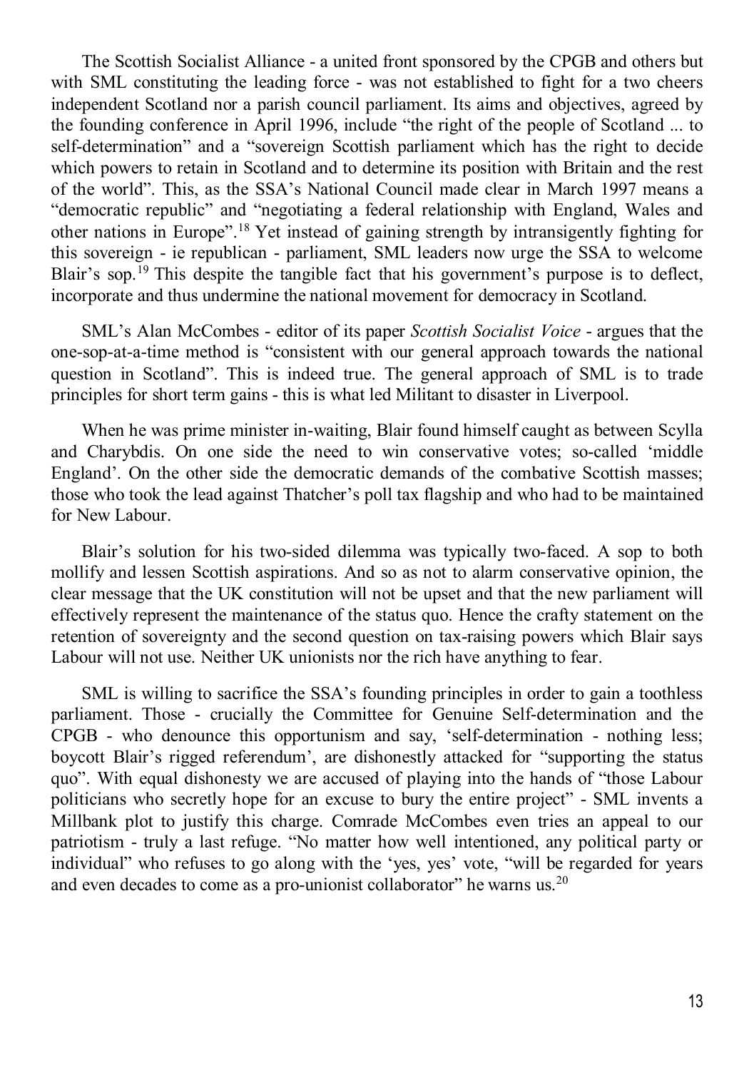The Scottish Socialist Alliance - a united front sponsored by the CPGB and others but with SML constituting the leading force - was not established to fight for a two cheers independent Scotland nor a parish council parliament. Its aims and objectives, agreed by the founding conference in April 1996, include "the right of the people of Scotland ... to self-determination" and a "sovereign Scottish parliament which has the right to decide which powers to retain in Scotland and to determine its position with Britain and the rest of the world". This, as the SSA's National Council made clear in March 1997 means a "democratic republic" and "negotiating a federal relationship with England, Wales and other nations in Europe".[18] Yet instead of gaining strength by intransigently fighting for this sovereign - ie republican - parliament, SML leaders now urge the SSA to welcome Blair's sop.[19] This despite the tangible fact that his government's purpose is to deflect, incorporate and thus undermine the national movement for democracy in Scotland.

SML's Alan McCombes - editor of its paper *Scottish Socialist Voice* - argues that the one-sop-at-a-time method is "consistent with our general approach towards the national question in Scotland". This is indeed true. The general approach of SML is to trade principles for short term gains - this is what led Militant to disaster in Liverpool.

When he was prime minister in-waiting, Blair found himself caught as between Scylla and Charybdis. On one side the need to win conservative votes; so-called 'middle England'. On the other side the democratic demands of the combative Scottish masses; those who took the lead against Thatcher's poll tax flagship and who had to be maintained for New Labour.

Blair's solution for his two-sided dilemma was typically two-faced. A sop to both mollify and lessen Scottish aspirations. And so as not to alarm conservative opinion, the clear message that the UK constitution will not be upset and that the new parliament will effectively represent the maintenance of the status quo. Hence the crafty statement on the retention of sovereignty and the second question on tax-raising powers which Blair says Labour will not use. Neither UK unionists nor the rich have anything to fear.

SML is willing to sacrifice the SSA's founding principles in order to gain a toothless parliament. Those - crucially the Committee for Genuine Self-determination and the CPGB - who denounce this opportunism and say, 'self-determination - nothing less; boycott Blair's rigged referendum', are dishonestly attacked for "supporting the status quo". With equal dishonesty we are accused of playing into the hands of "those Labour politicians who secretly hope for an excuse to bury the entire project" - SML invents a Millbank plot to justify this charge. Comrade McCombes even tries an appeal to our patriotism - truly a last refuge. "No matter how well intentioned, any political party or individual" who refuses to go along with the 'yes, yes' vote, "will be regarded for years and even decades to come as a pro-unionist collaborator" he warns us.[20]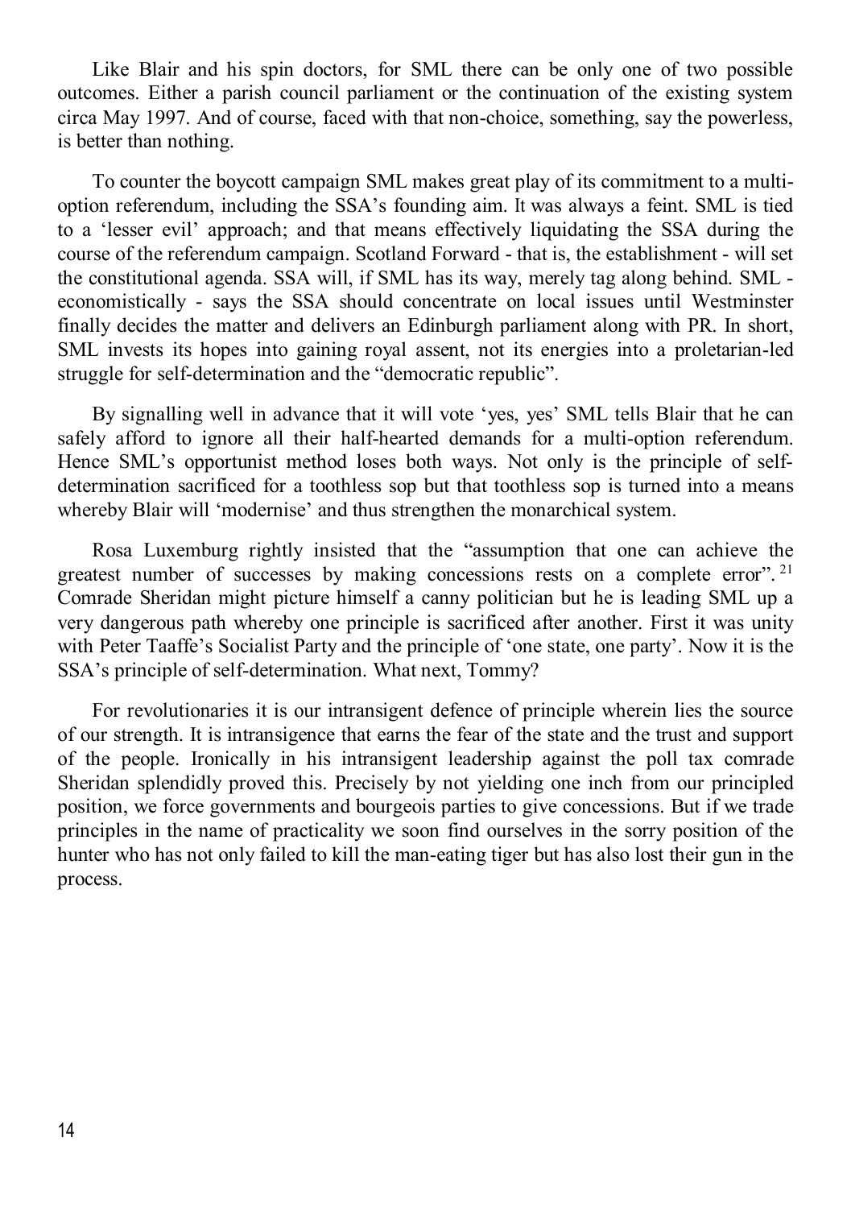Like Blair and his spin doctors, for SML there can be only one of two possible outcomes. Either a parish council parliament or the continuation of the existing system circa May 1997. And of course, faced with that non-choice, something, say the powerless, is better than nothing.

To counter the boycott campaign SML makes great play of its commitment to a multi-option referendum, including the SSA's founding aim. It was always a feint. SML is tied to a 'lesser evil' approach; and that means effectively liquidating the SSA during the course of the referendum campaign. Scotland Forward - that is, the establishment - will set the constitutional agenda. SSA will, if SML has its way, merely tag along behind. SML - economistically - says the SSA should concentrate on local issues until Westminster finally decides the matter and delivers an Edinburgh parliament along with PR. In short, SML invests its hopes into gaining royal assent, not its energies into a proletarian-led struggle for self-determination and the "democratic republic".

By signalling well in advance that it will vote 'yes, yes' SML tells Blair that he can safely afford to ignore all their half-hearted demands for a multi-option referendum. Hence SML's opportunist method loses both ways. Not only is the principle of self-determination sacrificed for a toothless sop but that toothless sop is turned into a means whereby Blair will 'modernise' and thus strengthen the monarchical system.

Rosa Luxemburg rightly insisted that the "assumption that one can achieve the greatest number of successes by making concessions rests on a complete error".[21] Comrade Sheridan might picture himself a canny politician but he is leading SML up a very dangerous path whereby one principle is sacrificed after another. First it was unity with Peter Taaffe's Socialist Party and the principle of 'one state, one party'. Now it is the SSA's principle of self-determination. What next, Tommy?

For revolutionaries it is our intransigent defence of principle wherein lies the source of our strength. It is intransigence that earns the fear of the state and the trust and support of the people. Ironically in his intransigent leadership against the poll tax comrade Sheridan splendidly proved this. Precisely by not yielding one inch from our principled position, we force governments and bourgeois parties to give concessions. But if we trade principles in the name of practicality we soon find ourselves in the sorry position of the hunter who has not only failed to kill the man-eating tiger but has also lost their gun in the process.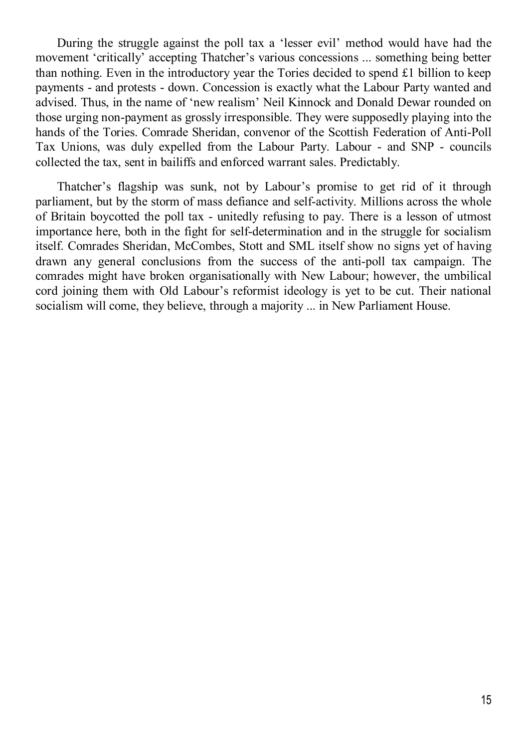During the struggle against the poll tax a 'lesser evil' method would have had the movement 'critically' accepting Thatcher's various concessions ... something being better than nothing. Even in the introductory year the Tories decided to spend £1 billion to keep payments - and protests - down. Concession is exactly what the Labour Party wanted and advised. Thus, in the name of 'new realism' Neil Kinnock and Donald Dewar rounded on those urging non-payment as grossly irresponsible. They were supposedly playing into the hands of the Tories. Comrade Sheridan, convenor of the Scottish Federation of Anti-Poll Tax Unions, was duly expelled from the Labour Party. Labour - and SNP - councils collected the tax, sent in bailiffs and enforced warrant sales. Predictably.

Thatcher's flagship was sunk, not by Labour's promise to get rid of it through parliament, but by the storm of mass defiance and self-activity. Millions across the whole of Britain boycotted the poll tax - unitedly refusing to pay. There is a lesson of utmost importance here, both in the fight for self-determination and in the struggle for socialism itself. Comrades Sheridan, McCombes, Stott and SML itself show no signs yet of having drawn any general conclusions from the success of the anti-poll tax campaign. The comrades might have broken organisationally with New Labour; however, the umbilical cord joining them with Old Labour's reformist ideology is yet to be cut. Their national socialism will come, they believe, through a majority ... in New Parliament House.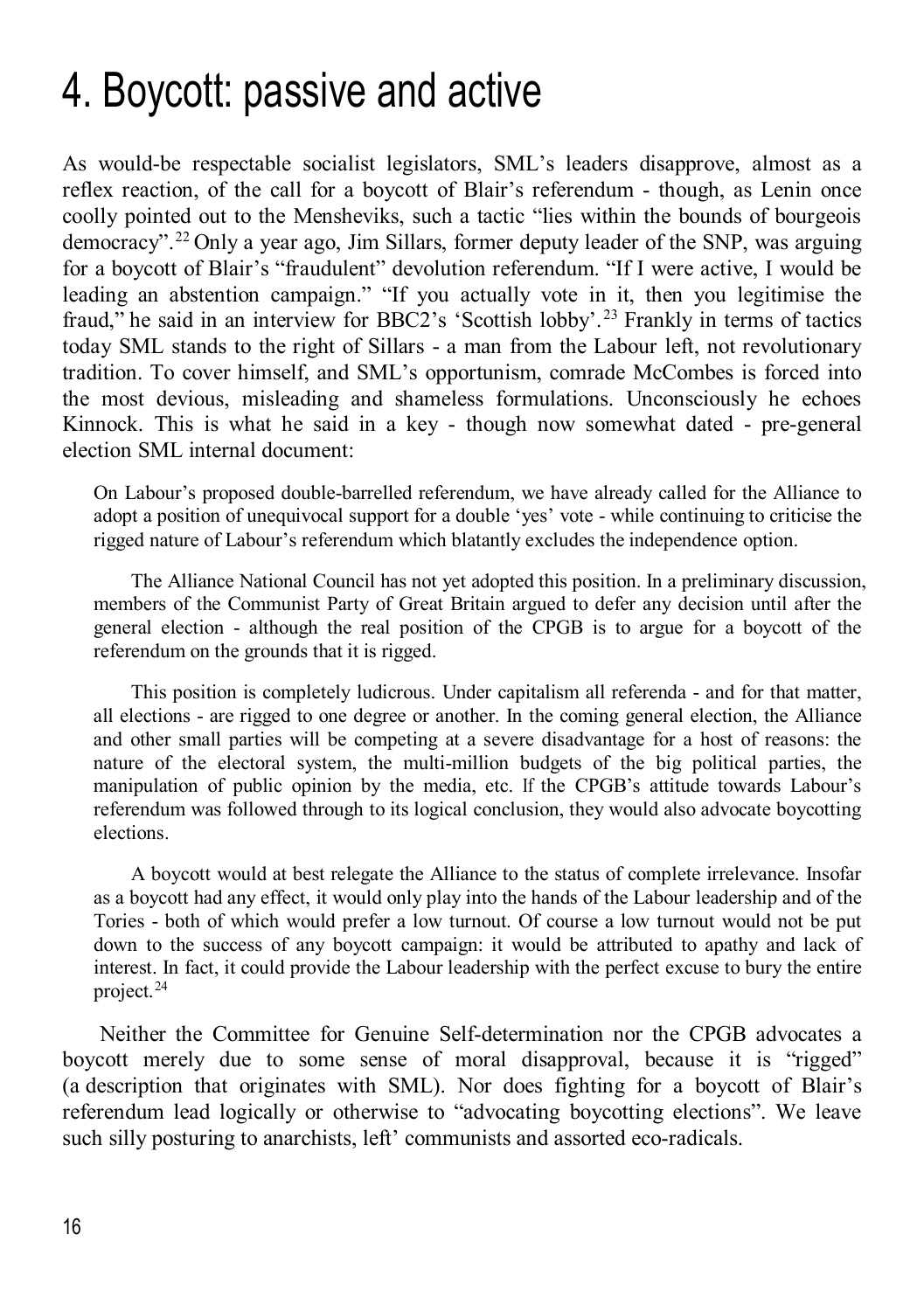# 4. Boycott: passive and active

As would-be respectable socialist legislators, SML's leaders disapprove, almost as a reflex reaction, of the call for a boycott of Blair's referendum - though, as Lenin once coolly pointed out to the Mensheviks, such a tactic "lies within the bounds of bourgeois democracy".[22] Only a year ago, Jim Sillars, former deputy leader of the SNP, was arguing for a boycott of Blair's "fraudulent" devolution referendum. "If I were active, I would be leading an abstention campaign." "If you actually vote in it, then you legitimise the fraud," he said in an interview for BBC2's 'Scottish lobby'.[23] Frankly in terms of tactics today SML stands to the right of Sillars - a man from the Labour left, not revolutionary tradition. To cover himself, and SML's opportunism, comrade McCombes is forced into the most devious, misleading and shameless formulations. Unconsciously he echoes Kinnock. This is what he said in a key - though now somewhat dated - pre-general election SML internal document:

> On Labour's proposed double-barrelled referendum, we have already called for the Alliance to adopt a position of unequivocal support for a double 'yes' vote - while continuing to criticise the rigged nature of Labour's referendum which blatantly excludes the independence option.
>
> The Alliance National Council has not yet adopted this position. In a preliminary discussion, members of the Communist Party of Great Britain argued to defer any decision until after the general election - although the real position of the CPGB is to argue for a boycott of the referendum on the grounds that it is rigged.
>
> This position is completely ludicrous. Under capitalism all referenda - and for that matter, all elections - are rigged to one degree or another. In the coming general election, the Alliance and other small parties will be competing at a severe disadvantage for a host of reasons: the nature of the electoral system, the multi-million budgets of the big political parties, the manipulation of public opinion by the media, etc. If the CPGB's attitude towards Labour's referendum was followed through to its logical conclusion, they would also advocate boycotting elections.
>
> A boycott would at best relegate the Alliance to the status of complete irrelevance. Insofar as a boycott had any effect, it would only play into the hands of the Labour leadership and of the Tories - both of which would prefer a low turnout. Of course a low turnout would not be put down to the success of any boycott campaign: it would be attributed to apathy and lack of interest. In fact, it could provide the Labour leadership with the perfect excuse to bury the entire project.[24]

Neither the Committee for Genuine Self-determination nor the CPGB advocates a boycott merely due to some sense of moral disapproval, because it is "rigged" (a description that originates with SML). Nor does fighting for a boycott of Blair's referendum lead logically or otherwise to "advocating boycotting elections". We leave such silly posturing to anarchists, left' communists and assorted eco-radicals.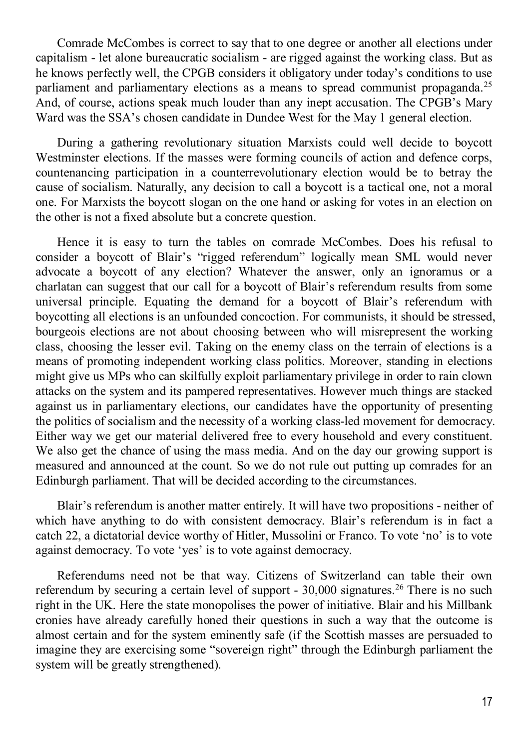Comrade McCombes is correct to say that to one degree or another all elections under capitalism - let alone bureaucratic socialism - are rigged against the working class. But as he knows perfectly well, the CPGB considers it obligatory under today's conditions to use parliament and parliamentary elections as a means to spread communist propaganda.[25] And, of course, actions speak much louder than any inept accusation. The CPGB's Mary Ward was the SSA's chosen candidate in Dundee West for the May 1 general election.

During a gathering revolutionary situation Marxists could well decide to boycott Westminster elections. If the masses were forming councils of action and defence corps, countenancing participation in a counterrevolutionary election would be to betray the cause of socialism. Naturally, any decision to call a boycott is a tactical one, not a moral one. For Marxists the boycott slogan on the one hand or asking for votes in an election on the other is not a fixed absolute but a concrete question.

Hence it is easy to turn the tables on comrade McCombes. Does his refusal to consider a boycott of Blair's "rigged referendum" logically mean SML would never advocate a boycott of any election? Whatever the answer, only an ignoramus or a charlatan can suggest that our call for a boycott of Blair's referendum results from some universal principle. Equating the demand for a boycott of Blair's referendum with boycotting all elections is an unfounded concoction. For communists, it should be stressed, bourgeois elections are not about choosing between who will misrepresent the working class, choosing the lesser evil. Taking on the enemy class on the terrain of elections is a means of promoting independent working class politics. Moreover, standing in elections might give us MPs who can skilfully exploit parliamentary privilege in order to rain clown attacks on the system and its pampered representatives. However much things are stacked against us in parliamentary elections, our candidates have the opportunity of presenting the politics of socialism and the necessity of a working class-led movement for democracy. Either way we get our material delivered free to every household and every constituent. We also get the chance of using the mass media. And on the day our growing support is measured and announced at the count. So we do not rule out putting up comrades for an Edinburgh parliament. That will be decided according to the circumstances.

Blair's referendum is another matter entirely. It will have two propositions - neither of which have anything to do with consistent democracy. Blair's referendum is in fact a catch 22, a dictatorial device worthy of Hitler, Mussolini or Franco. To vote 'no' is to vote against democracy. To vote 'yes' is to vote against democracy.

Referendums need not be that way. Citizens of Switzerland can table their own referendum by securing a certain level of support - 30,000 signatures.[26] There is no such right in the UK. Here the state monopolises the power of initiative. Blair and his Millbank cronies have already carefully honed their questions in such a way that the outcome is almost certain and for the system eminently safe (if the Scottish masses are persuaded to imagine they are exercising some "sovereign right" through the Edinburgh parliament the system will be greatly strengthened).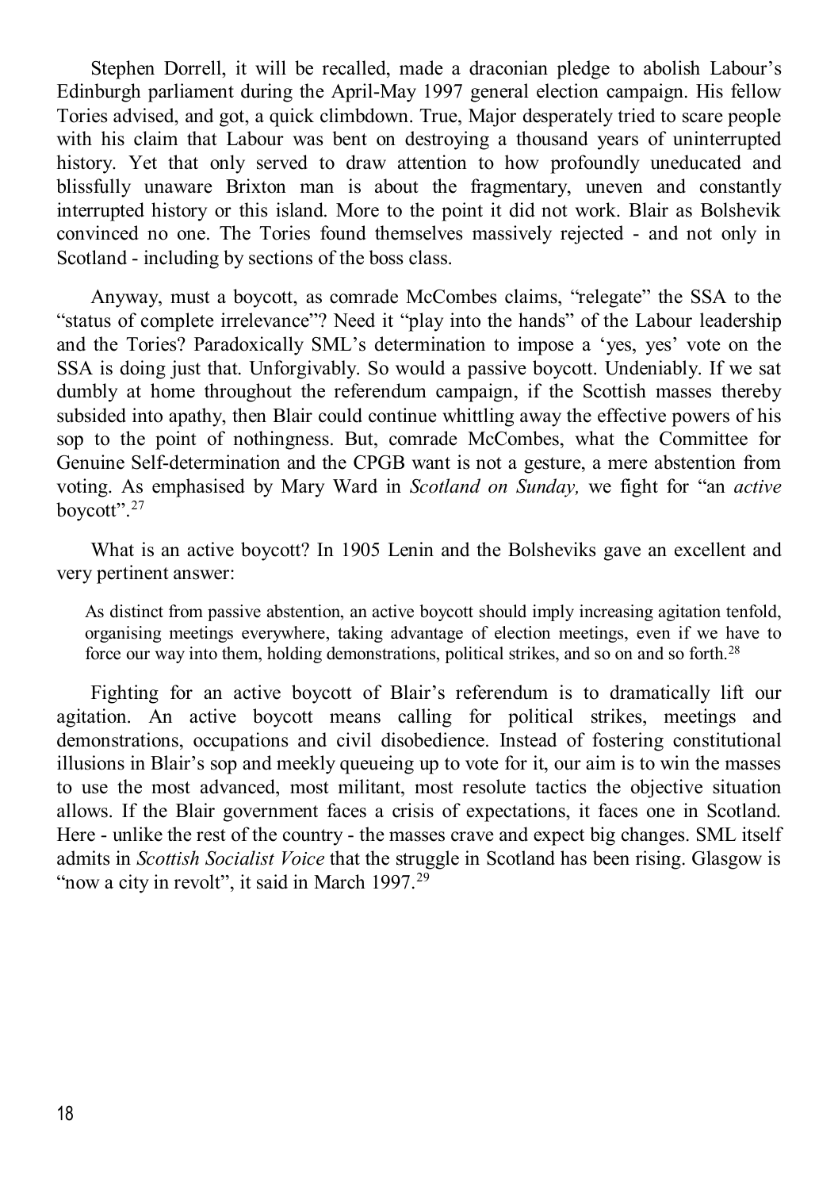Stephen Dorrell, it will be recalled, made a draconian pledge to abolish Labour's Edinburgh parliament during the April-May 1997 general election campaign. His fellow Tories advised, and got, a quick climbdown. True, Major desperately tried to scare people with his claim that Labour was bent on destroying a thousand years of uninterrupted history. Yet that only served to draw attention to how profoundly uneducated and blissfully unaware Brixton man is about the fragmentary, uneven and constantly interrupted history or this island. More to the point it did not work. Blair as Bolshevik convinced no one. The Tories found themselves massively rejected - and not only in Scotland - including by sections of the boss class.

Anyway, must a boycott, as comrade McCombes claims, "relegate" the SSA to the "status of complete irrelevance"? Need it "play into the hands" of the Labour leadership and the Tories? Paradoxically SML's determination to impose a 'yes, yes' vote on the SSA is doing just that. Unforgivably. So would a passive boycott. Undeniably. If we sat dumbly at home throughout the referendum campaign, if the Scottish masses thereby subsided into apathy, then Blair could continue whittling away the effective powers of his sop to the point of nothingness. But, comrade McCombes, what the Committee for Genuine Self-determination and the CPGB want is not a gesture, a mere abstention from voting. As emphasised by Mary Ward in *Scotland on Sunday,* we fight for "an *active* boycott".[27]

What is an active boycott? In 1905 Lenin and the Bolsheviks gave an excellent and very pertinent answer:

> As distinct from passive abstention, an active boycott should imply increasing agitation tenfold, organising meetings everywhere, taking advantage of election meetings, even if we have to force our way into them, holding demonstrations, political strikes, and so on and so forth.[28]

Fighting for an active boycott of Blair's referendum is to dramatically lift our agitation. An active boycott means calling for political strikes, meetings and demonstrations, occupations and civil disobedience. Instead of fostering constitutional illusions in Blair's sop and meekly queueing up to vote for it, our aim is to win the masses to use the most advanced, most militant, most resolute tactics the objective situation allows. If the Blair government faces a crisis of expectations, it faces one in Scotland. Here - unlike the rest of the country - the masses crave and expect big changes. SML itself admits in *Scottish Socialist Voice* that the struggle in Scotland has been rising. Glasgow is "now a city in revolt", it said in March 1997.[29]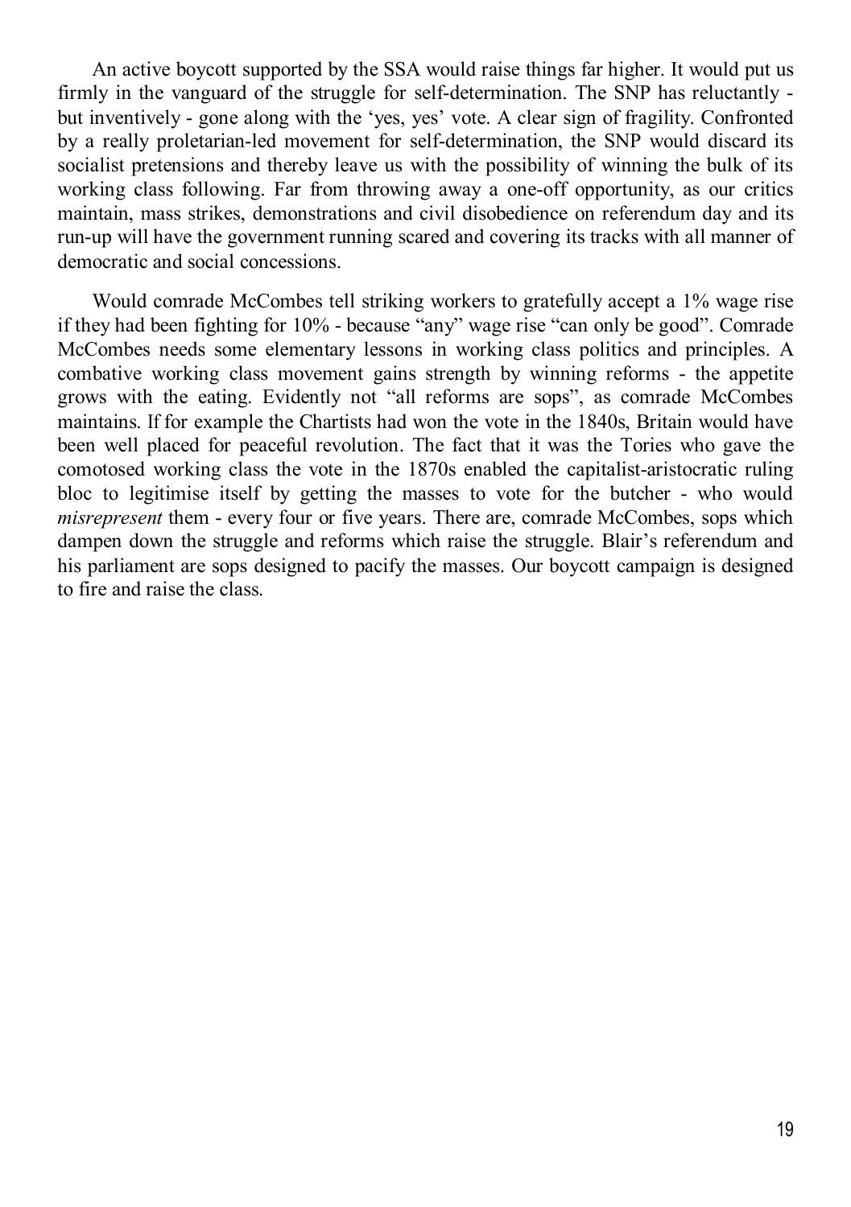An active boycott supported by the SSA would raise things far higher. It would put us firmly in the vanguard of the struggle for self-determination. The SNP has reluctantly - but inventively - gone along with the 'yes, yes' vote. A clear sign of fragility. Confronted by a really proletarian-led movement for self-determination, the SNP would discard its socialist pretensions and thereby leave us with the possibility of winning the bulk of its working class following. Far from throwing away a one-off opportunity, as our critics maintain, mass strikes, demonstrations and civil disobedience on referendum day and its run-up will have the government running scared and covering its tracks with all manner of democratic and social concessions.

Would comrade McCombes tell striking workers to gratefully accept a 1% wage rise if they had been fighting for 10% - because "any" wage rise "can only be good". Comrade McCombes needs some elementary lessons in working class politics and principles. A combative working class movement gains strength by winning reforms - the appetite grows with the eating. Evidently not "all reforms are sops", as comrade McCombes maintains. If for example the Chartists had won the vote in the 1840s, Britain would have been well placed for peaceful revolution. The fact that it was the Tories who gave the comotosed working class the vote in the 1870s enabled the capitalist-aristocratic ruling bloc to legitimise itself by getting the masses to vote for the butcher - who would *misrepresent* them - every four or five years. There are, comrade McCombes, sops which dampen down the struggle and reforms which raise the struggle. Blair's referendum and his parliament are sops designed to pacify the masses. Our boycott campaign is designed to fire and raise the class.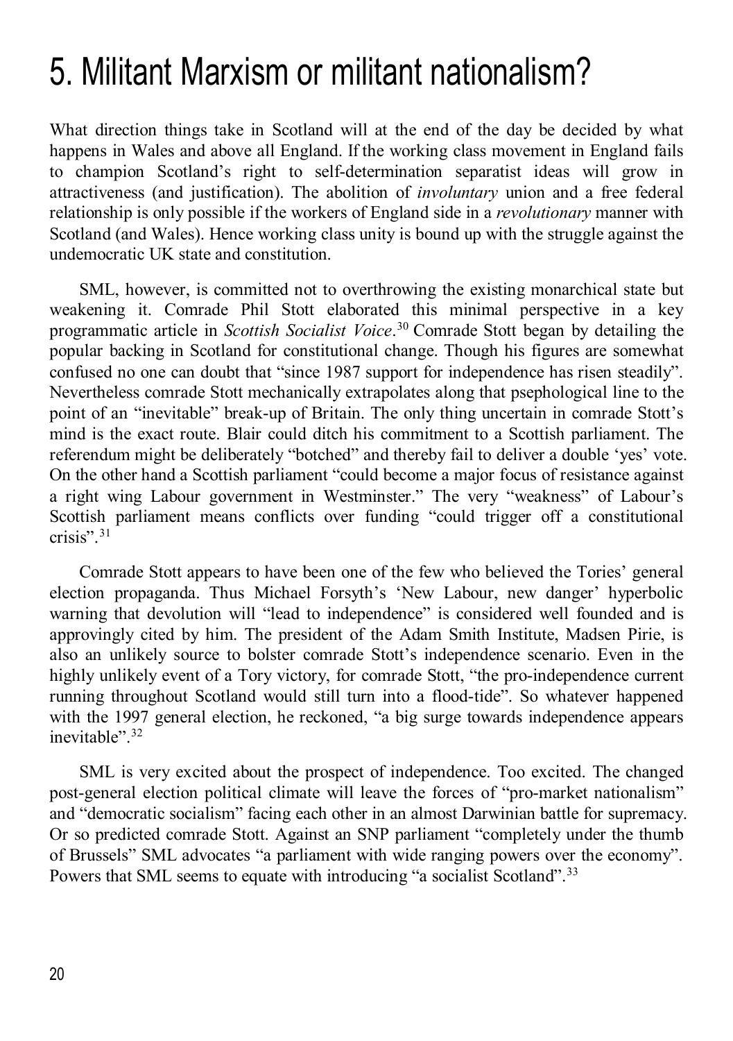# 5. Militant Marxism or militant nationalism?

What direction things take in Scotland will at the end of the day be decided by what happens in Wales and above all England. If the working class movement in England fails to champion Scotland's right to self-determination separatist ideas will grow in attractiveness (and justification). The abolition of *involuntary* union and a free federal relationship is only possible if the workers of England side in a *revolutionary* manner with Scotland (and Wales). Hence working class unity is bound up with the struggle against the undemocratic UK state and constitution.

SML, however, is committed not to overthrowing the existing monarchical state but weakening it. Comrade Phil Stott elaborated this minimal perspective in a key programmatic article in *Scottish Socialist Voice*.[30] Comrade Stott began by detailing the popular backing in Scotland for constitutional change. Though his figures are somewhat confused no one can doubt that "since 1987 support for independence has risen steadily". Nevertheless comrade Stott mechanically extrapolates along that psephological line to the point of an "inevitable" break-up of Britain. The only thing uncertain in comrade Stott's mind is the exact route. Blair could ditch his commitment to a Scottish parliament. The referendum might be deliberately "botched" and thereby fail to deliver a double 'yes' vote. On the other hand a Scottish parliament "could become a major focus of resistance against a right wing Labour government in Westminster." The very "weakness" of Labour's Scottish parliament means conflicts over funding "could trigger off a constitutional crisis".[31]

Comrade Stott appears to have been one of the few who believed the Tories' general election propaganda. Thus Michael Forsyth's 'New Labour, new danger' hyperbolic warning that devolution will "lead to independence" is considered well founded and is approvingly cited by him. The president of the Adam Smith Institute, Madsen Pirie, is also an unlikely source to bolster comrade Stott's independence scenario. Even in the highly unlikely event of a Tory victory, for comrade Stott, "the pro-independence current running throughout Scotland would still turn into a flood-tide". So whatever happened with the 1997 general election, he reckoned, "a big surge towards independence appears inevitable".[32]

SML is very excited about the prospect of independence. Too excited. The changed post-general election political climate will leave the forces of "pro-market nationalism" and "democratic socialism" facing each other in an almost Darwinian battle for supremacy. Or so predicted comrade Stott. Against an SNP parliament "completely under the thumb of Brussels" SML advocates "a parliament with wide ranging powers over the economy". Powers that SML seems to equate with introducing "a socialist Scotland".[33]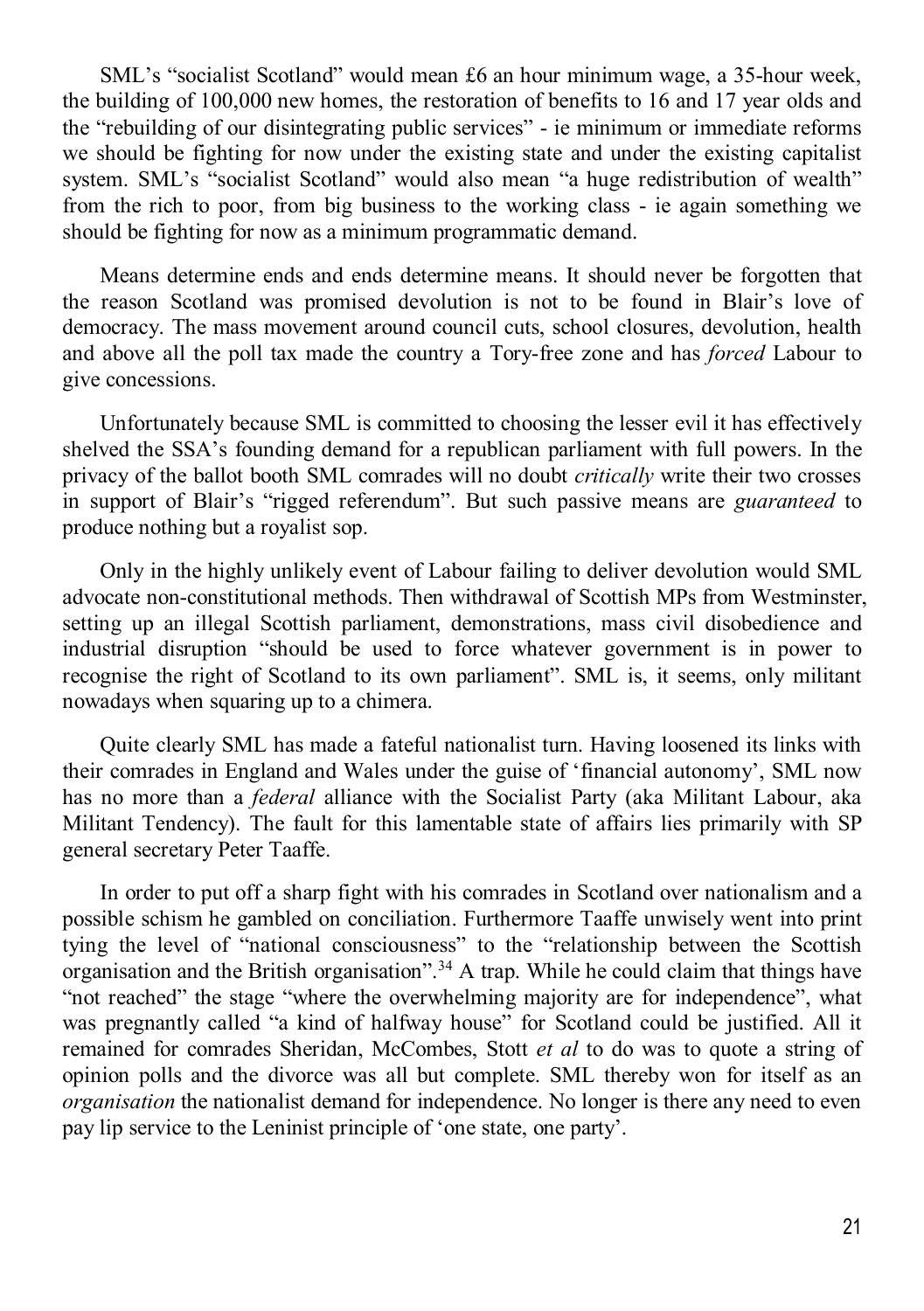SML's "socialist Scotland" would mean £6 an hour minimum wage, a 35-hour week, the building of 100,000 new homes, the restoration of benefits to 16 and 17 year olds and the "rebuilding of our disintegrating public services" - ie minimum or immediate reforms we should be fighting for now under the existing state and under the existing capitalist system. SML's "socialist Scotland" would also mean "a huge redistribution of wealth" from the rich to poor, from big business to the working class - ie again something we should be fighting for now as a minimum programmatic demand.

Means determine ends and ends determine means. It should never be forgotten that the reason Scotland was promised devolution is not to be found in Blair's love of democracy. The mass movement around council cuts, school closures, devolution, health and above all the poll tax made the country a Tory-free zone and has *forced* Labour to give concessions.

Unfortunately because SML is committed to choosing the lesser evil it has effectively shelved the SSA's founding demand for a republican parliament with full powers. In the privacy of the ballot booth SML comrades will no doubt *critically* write their two crosses in support of Blair's "rigged referendum". But such passive means are *guaranteed* to produce nothing but a royalist sop.

Only in the highly unlikely event of Labour failing to deliver devolution would SML advocate non-constitutional methods. Then withdrawal of Scottish MPs from Westminster, setting up an illegal Scottish parliament, demonstrations, mass civil disobedience and industrial disruption "should be used to force whatever government is in power to recognise the right of Scotland to its own parliament". SML is, it seems, only militant nowadays when squaring up to a chimera.

Quite clearly SML has made a fateful nationalist turn. Having loosened its links with their comrades in England and Wales under the guise of 'financial autonomy', SML now has no more than a *federal* alliance with the Socialist Party (aka Militant Labour, aka Militant Tendency). The fault for this lamentable state of affairs lies primarily with SP general secretary Peter Taaffe.

In order to put off a sharp fight with his comrades in Scotland over nationalism and a possible schism he gambled on conciliation. Furthermore Taaffe unwisely went into print tying the level of "national consciousness" to the "relationship between the Scottish organisation and the British organisation".[34] A trap. While he could claim that things have "not reached" the stage "where the overwhelming majority are for independence", what was pregnantly called "a kind of halfway house" for Scotland could be justified. All it remained for comrades Sheridan, McCombes, Stott *et al* to do was to quote a string of opinion polls and the divorce was all but complete. SML thereby won for itself as an *organisation* the nationalist demand for independence. No longer is there any need to even pay lip service to the Leninist principle of 'one state, one party'.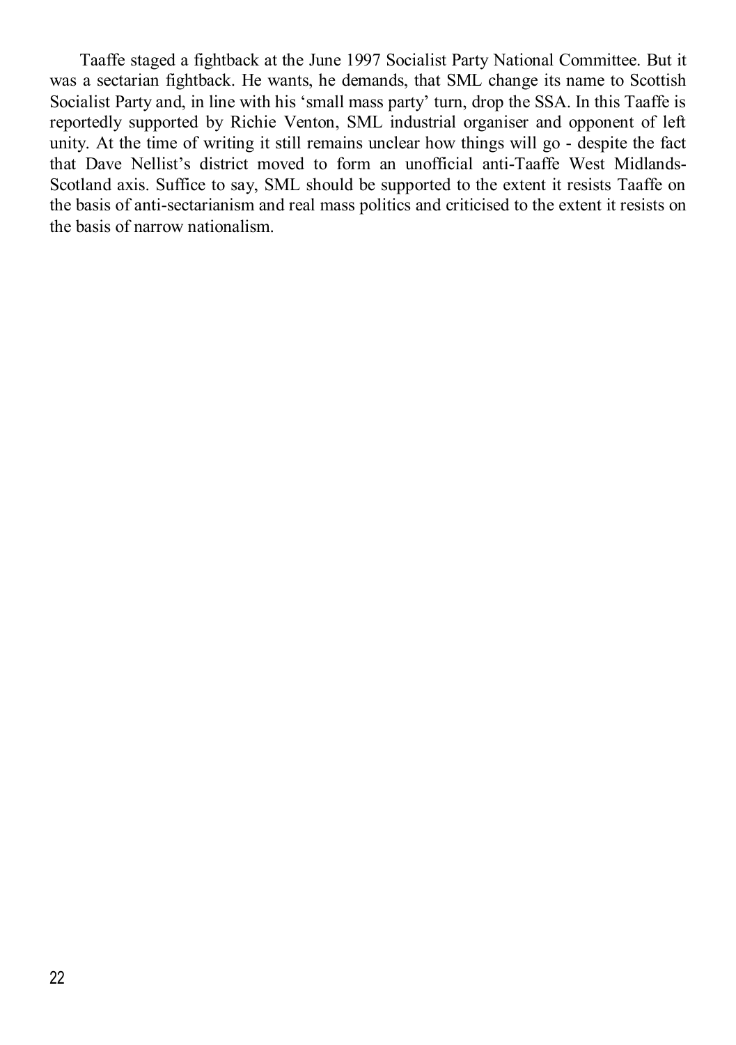Taaffe staged a fightback at the June 1997 Socialist Party National Committee. But it was a sectarian fightback. He wants, he demands, that SML change its name to Scottish Socialist Party and, in line with his 'small mass party' turn, drop the SSA. In this Taaffe is reportedly supported by Richie Venton, SML industrial organiser and opponent of left unity. At the time of writing it still remains unclear how things will go - despite the fact that Dave Nellist's district moved to form an unofficial anti-Taaffe West Midlands-Scotland axis. Suffice to say, SML should be supported to the extent it resists Taaffe on the basis of anti-sectarianism and real mass politics and criticised to the extent it resists on the basis of narrow nationalism.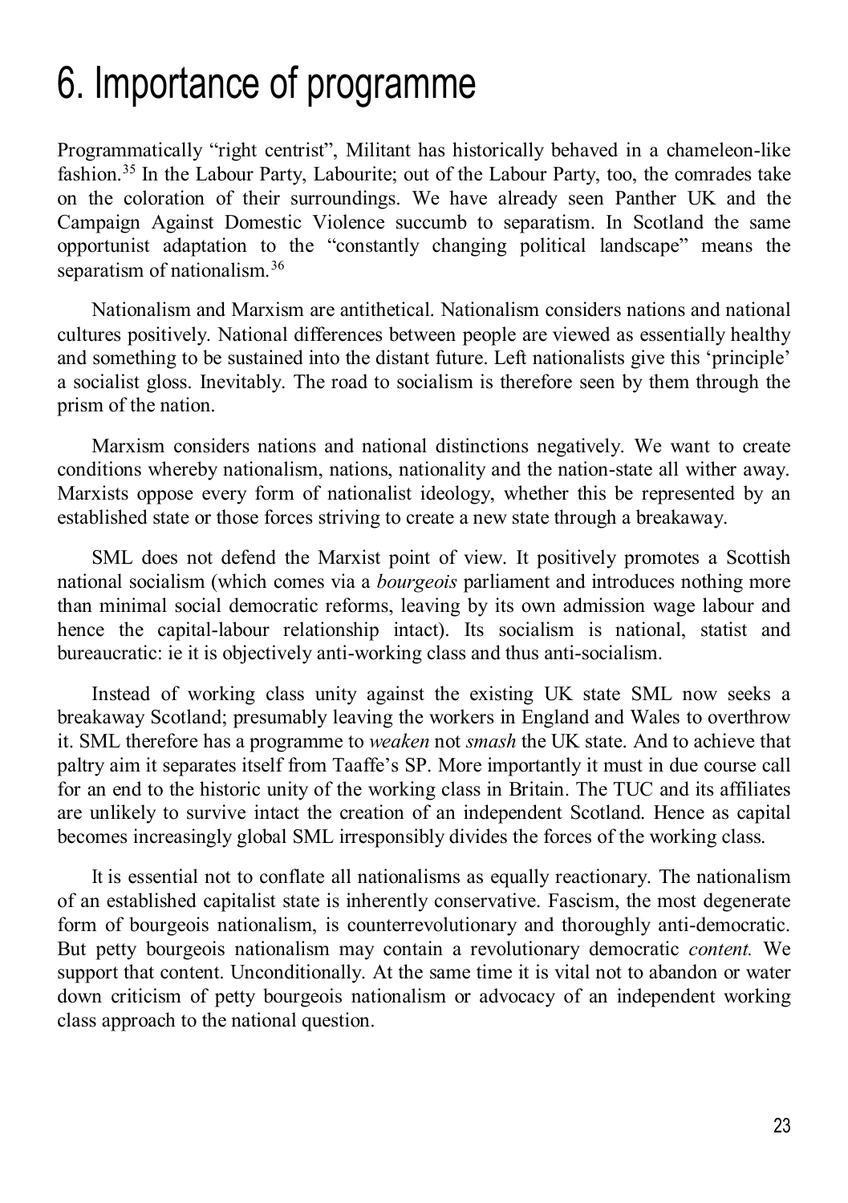# 6. Importance of programme

Programmatically "right centrist", Militant has historically behaved in a chameleon-like fashion.[35] In the Labour Party, Labourite; out of the Labour Party, too, the comrades take on the coloration of their surroundings. We have already seen Panther UK and the Campaign Against Domestic Violence succumb to separatism. In Scotland the same opportunist adaptation to the "constantly changing political landscape" means the separatism of nationalism.[36]

Nationalism and Marxism are antithetical. Nationalism considers nations and national cultures positively. National differences between people are viewed as essentially healthy and something to be sustained into the distant future. Left nationalists give this 'principle' a socialist gloss. Inevitably. The road to socialism is therefore seen by them through the prism of the nation.

Marxism considers nations and national distinctions negatively. We want to create conditions whereby nationalism, nations, nationality and the nation-state all wither away. Marxists oppose every form of nationalist ideology, whether this be represented by an established state or those forces striving to create a new state through a breakaway.

SML does not defend the Marxist point of view. It positively promotes a Scottish national socialism (which comes via a *bourgeois* parliament and introduces nothing more than minimal social democratic reforms, leaving by its own admission wage labour and hence the capital-labour relationship intact). Its socialism is national, statist and bureaucratic: ie it is objectively anti-working class and thus anti-socialism.

Instead of working class unity against the existing UK state SML now seeks a breakaway Scotland; presumably leaving the workers in England and Wales to overthrow it. SML therefore has a programme to *weaken* not *smash* the UK state. And to achieve that paltry aim it separates itself from Taaffe's SP. More importantly it must in due course call for an end to the historic unity of the working class in Britain. The TUC and its affiliates are unlikely to survive intact the creation of an independent Scotland. Hence as capital becomes increasingly global SML irresponsibly divides the forces of the working class.

It is essential not to conflate all nationalisms as equally reactionary. The nationalism of an established capitalist state is inherently conservative. Fascism, the most degenerate form of bourgeois nationalism, is counterrevolutionary and thoroughly anti-democratic. But petty bourgeois nationalism may contain a revolutionary democratic *content.* We support that content. Unconditionally. At the same time it is vital not to abandon or water down criticism of petty bourgeois nationalism or advocacy of an independent working class approach to the national question.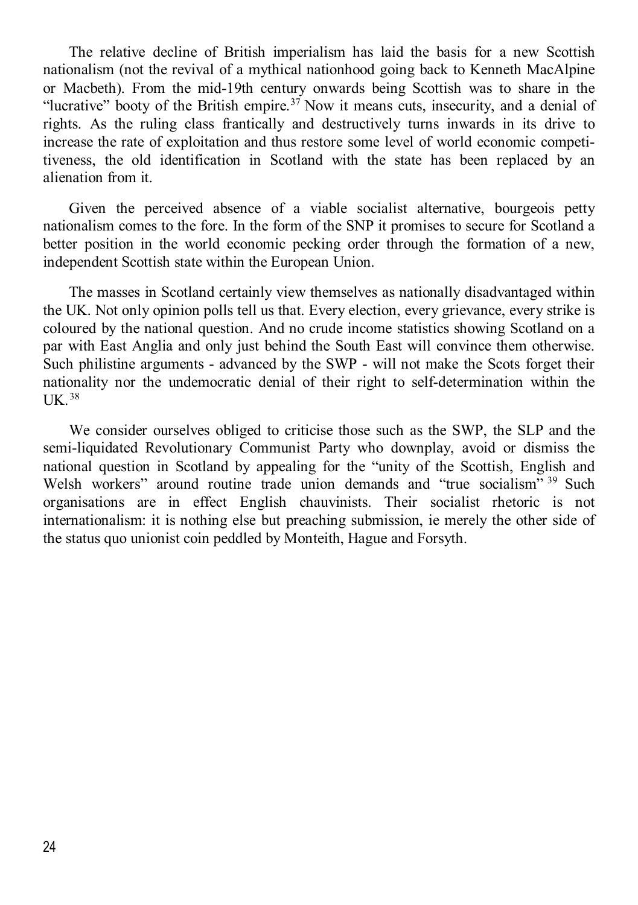The relative decline of British imperialism has laid the basis for a new Scottish nationalism (not the revival of a mythical nationhood going back to Kenneth MacAlpine or Macbeth). From the mid-19th century onwards being Scottish was to share in the "lucrative" booty of the British empire.[37] Now it means cuts, insecurity, and a denial of rights. As the ruling class frantically and destructively turns inwards in its drive to increase the rate of exploitation and thus restore some level of world economic competitiveness, the old identification in Scotland with the state has been replaced by an alienation from it.

Given the perceived absence of a viable socialist alternative, bourgeois petty nationalism comes to the fore. In the form of the SNP it promises to secure for Scotland a better position in the world economic pecking order through the formation of a new, independent Scottish state within the European Union.

The masses in Scotland certainly view themselves as nationally disadvantaged within the UK. Not only opinion polls tell us that. Every election, every grievance, every strike is coloured by the national question. And no crude income statistics showing Scotland on a par with East Anglia and only just behind the South East will convince them otherwise. Such philistine arguments - advanced by the SWP - will not make the Scots forget their nationality nor the undemocratic denial of their right to self-determination within the UK.[38]

We consider ourselves obliged to criticise those such as the SWP, the SLP and the semi-liquidated Revolutionary Communist Party who downplay, avoid or dismiss the national question in Scotland by appealing for the "unity of the Scottish, English and Welsh workers" around routine trade union demands and "true socialism"[39] Such organisations are in effect English chauvinists. Their socialist rhetoric is not internationalism: it is nothing else but preaching submission, ie merely the other side of the status quo unionist coin peddled by Monteith, Hague and Forsyth.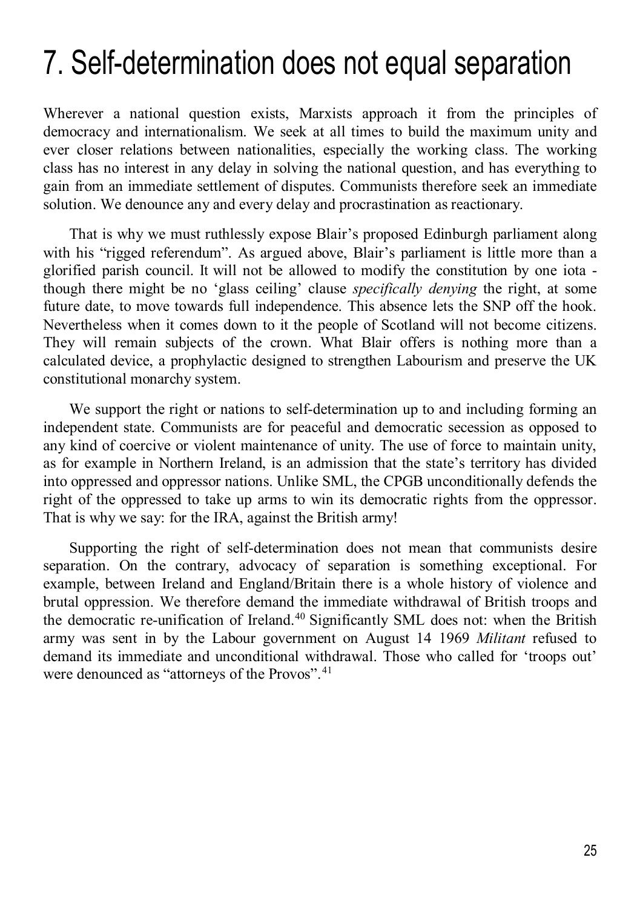# 7. Self-determination does not equal separation

Wherever a national question exists, Marxists approach it from the principles of democracy and internationalism. We seek at all times to build the maximum unity and ever closer relations between nationalities, especially the working class. The working class has no interest in any delay in solving the national question, and has everything to gain from an immediate settlement of disputes. Communists therefore seek an immediate solution. We denounce any and every delay and procrastination as reactionary.

That is why we must ruthlessly expose Blair's proposed Edinburgh parliament along with his "rigged referendum". As argued above, Blair's parliament is little more than a glorified parish council. It will not be allowed to modify the constitution by one iota - though there might be no 'glass ceiling' clause *specifically denying* the right, at some future date, to move towards full independence. This absence lets the SNP off the hook. Nevertheless when it comes down to it the people of Scotland will not become citizens. They will remain subjects of the crown. What Blair offers is nothing more than a calculated device, a prophylactic designed to strengthen Labourism and preserve the UK constitutional monarchy system.

We support the right or nations to self-determination up to and including forming an independent state. Communists are for peaceful and democratic secession as opposed to any kind of coercive or violent maintenance of unity. The use of force to maintain unity, as for example in Northern Ireland, is an admission that the state's territory has divided into oppressed and oppressor nations. Unlike SML, the CPGB unconditionally defends the right of the oppressed to take up arms to win its democratic rights from the oppressor. That is why we say: for the IRA, against the British army!

Supporting the right of self-determination does not mean that communists desire separation. On the contrary, advocacy of separation is something exceptional. For example, between Ireland and England/Britain there is a whole history of violence and brutal oppression. We therefore demand the immediate withdrawal of British troops and the democratic re-unification of Ireland.[40] Significantly SML does not: when the British army was sent in by the Labour government on August 14 1969 *Militant* refused to demand its immediate and unconditional withdrawal. Those who called for 'troops out' were denounced as "attorneys of the Provos".[41]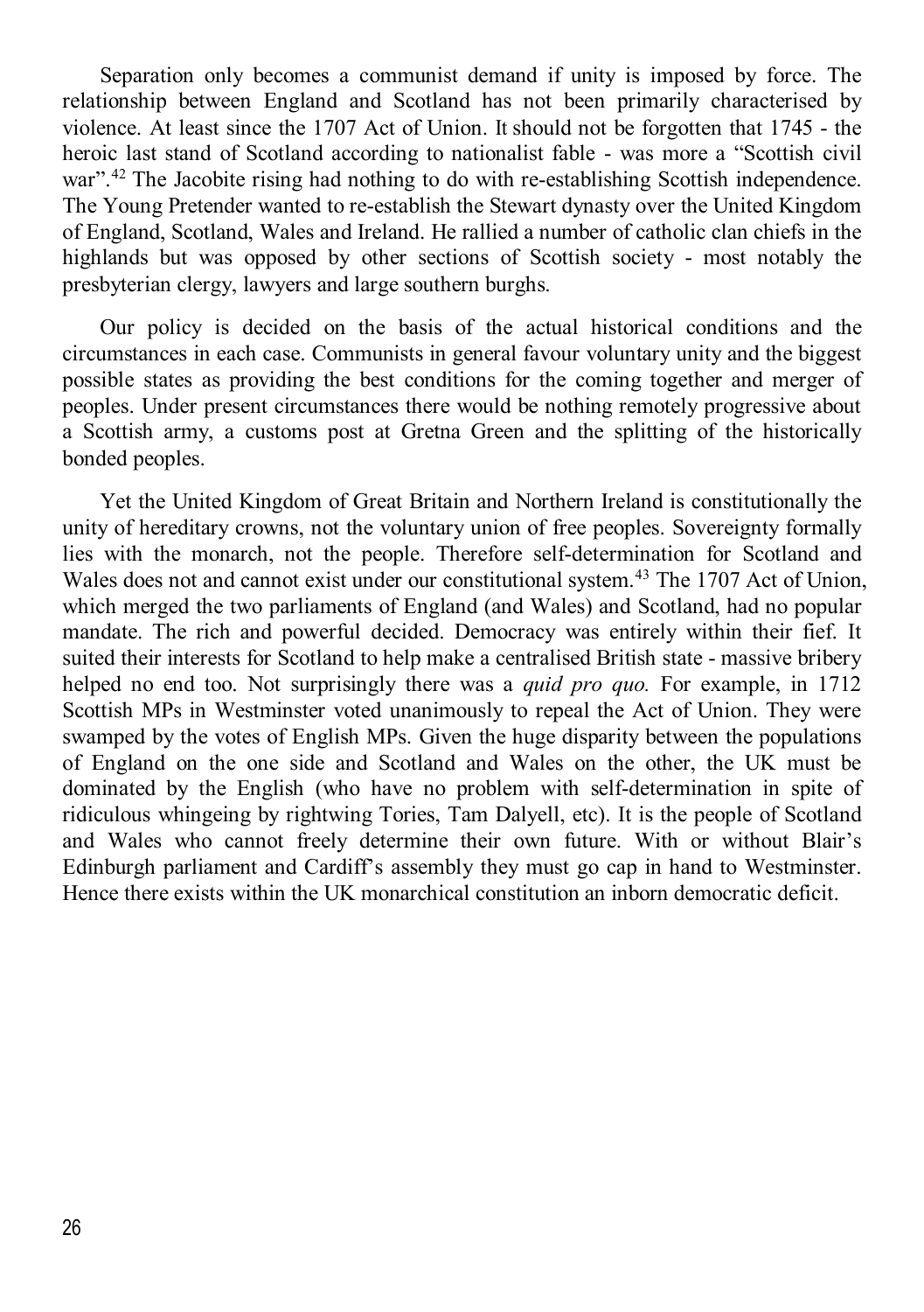Separation only becomes a communist demand if unity is imposed by force. The relationship between England and Scotland has not been primarily characterised by violence. At least since the 1707 Act of Union. It should not be forgotten that 1745 - the heroic last stand of Scotland according to nationalist fable - was more a “Scottish civil war”.[42] The Jacobite rising had nothing to do with re-establishing Scottish independence. The Young Pretender wanted to re-establish the Stewart dynasty over the United Kingdom of England, Scotland, Wales and Ireland. He rallied a number of catholic clan chiefs in the highlands but was opposed by other sections of Scottish society - most notably the presbyterian clergy, lawyers and large southern burghs.

Our policy is decided on the basis of the actual historical conditions and the circumstances in each case. Communists in general favour voluntary unity and the biggest possible states as providing the best conditions for the coming together and merger of peoples. Under present circumstances there would be nothing remotely progressive about a Scottish army, a customs post at Gretna Green and the splitting of the historically bonded peoples.

Yet the United Kingdom of Great Britain and Northern Ireland is constitutionally the unity of hereditary crowns, not the voluntary union of free peoples. Sovereignty formally lies with the monarch, not the people. Therefore self-determination for Scotland and Wales does not and cannot exist under our constitutional system.[43] The 1707 Act of Union, which merged the two parliaments of England (and Wales) and Scotland, had no popular mandate. The rich and powerful decided. Democracy was entirely within their fief. It suited their interests for Scotland to help make a centralised British state - massive bribery helped no end too. Not surprisingly there was a *quid pro quo.* For example, in 1712 Scottish MPs in Westminster voted unanimously to repeal the Act of Union. They were swamped by the votes of English MPs. Given the huge disparity between the populations of England on the one side and Scotland and Wales on the other, the UK must be dominated by the English (who have no problem with self-determination in spite of ridiculous whingeing by rightwing Tories, Tam Dalyell, etc). It is the people of Scotland and Wales who cannot freely determine their own future. With or without Blair’s Edinburgh parliament and Cardiff’s assembly they must go cap in hand to Westminster. Hence there exists within the UK monarchical constitution an inborn democratic deficit.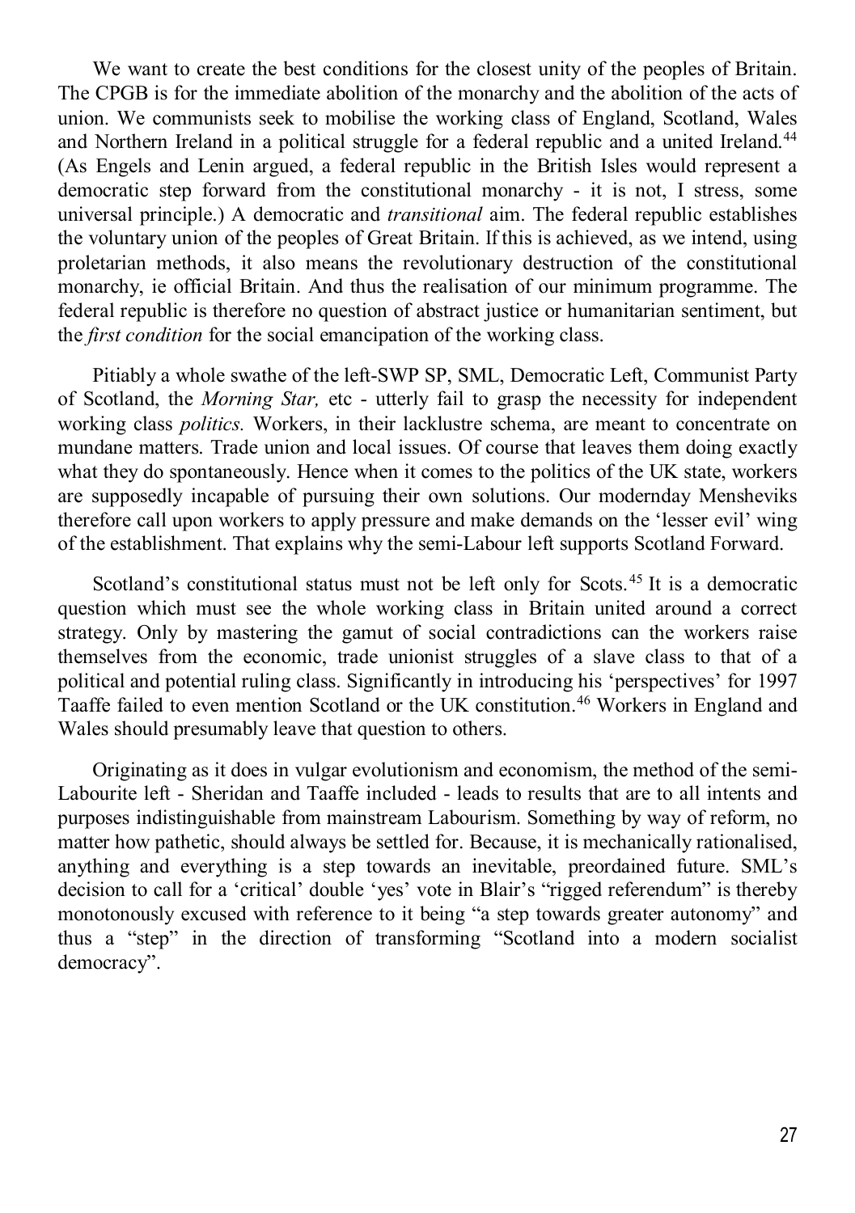We want to create the best conditions for the closest unity of the peoples of Britain. The CPGB is for the immediate abolition of the monarchy and the abolition of the acts of union. We communists seek to mobilise the working class of England, Scotland, Wales and Northern Ireland in a political struggle for a federal republic and a united Ireland.[44] (As Engels and Lenin argued, a federal republic in the British Isles would represent a democratic step forward from the constitutional monarchy - it is not, I stress, some universal principle.) A democratic and *transitional* aim. The federal republic establishes the voluntary union of the peoples of Great Britain. If this is achieved, as we intend, using proletarian methods, it also means the revolutionary destruction of the constitutional monarchy, ie official Britain. And thus the realisation of our minimum programme. The federal republic is therefore no question of abstract justice or humanitarian sentiment, but the *first condition* for the social emancipation of the working class.

Pitiably a whole swathe of the left-SWP SP, SML, Democratic Left, Communist Party of Scotland, the *Morning Star,* etc - utterly fail to grasp the necessity for independent working class *politics.* Workers, in their lacklustre schema, are meant to concentrate on mundane matters. Trade union and local issues. Of course that leaves them doing exactly what they do spontaneously. Hence when it comes to the politics of the UK state, workers are supposedly incapable of pursuing their own solutions. Our modernday Mensheviks therefore call upon workers to apply pressure and make demands on the 'lesser evil' wing of the establishment. That explains why the semi-Labour left supports Scotland Forward.

Scotland's constitutional status must not be left only for Scots.[45] It is a democratic question which must see the whole working class in Britain united around a correct strategy. Only by mastering the gamut of social contradictions can the workers raise themselves from the economic, trade unionist struggles of a slave class to that of a political and potential ruling class. Significantly in introducing his 'perspectives' for 1997 Taaffe failed to even mention Scotland or the UK constitution.[46] Workers in England and Wales should presumably leave that question to others.

Originating as it does in vulgar evolutionism and economism, the method of the semi-Labourite left - Sheridan and Taaffe included - leads to results that are to all intents and purposes indistinguishable from mainstream Labourism. Something by way of reform, no matter how pathetic, should always be settled for. Because, it is mechanically rationalised, anything and everything is a step towards an inevitable, preordained future. SML's decision to call for a 'critical' double 'yes' vote in Blair's "rigged referendum" is thereby monotonously excused with reference to it being "a step towards greater autonomy" and thus a "step" in the direction of transforming "Scotland into a modern socialist democracy".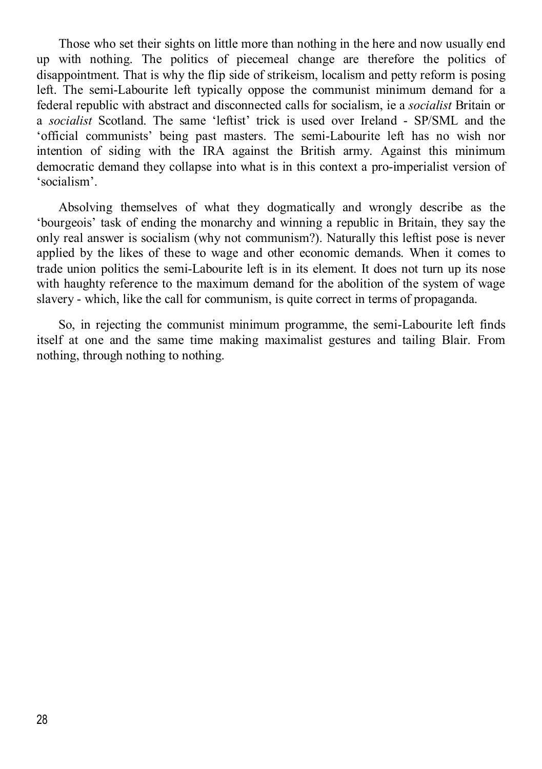Those who set their sights on little more than nothing in the here and now usually end up with nothing. The politics of piecemeal change are therefore the politics of disappointment. That is why the flip side of strikeism, localism and petty reform is posing left. The semi-Labourite left typically oppose the communist minimum demand for a federal republic with abstract and disconnected calls for socialism, ie a *socialist* Britain or a *socialist* Scotland. The same 'leftist' trick is used over Ireland - SP/SML and the 'official communists' being past masters. The semi-Labourite left has no wish nor intention of siding with the IRA against the British army. Against this minimum democratic demand they collapse into what is in this context a pro-imperialist version of 'socialism'.

Absolving themselves of what they dogmatically and wrongly describe as the 'bourgeois' task of ending the monarchy and winning a republic in Britain, they say the only real answer is socialism (why not communism?). Naturally this leftist pose is never applied by the likes of these to wage and other economic demands. When it comes to trade union politics the semi-Labourite left is in its element. It does not turn up its nose with haughty reference to the maximum demand for the abolition of the system of wage slavery - which, like the call for communism, is quite correct in terms of propaganda.

So, in rejecting the communist minimum programme, the semi-Labourite left finds itself at one and the same time making maximalist gestures and tailing Blair. From nothing, through nothing to nothing.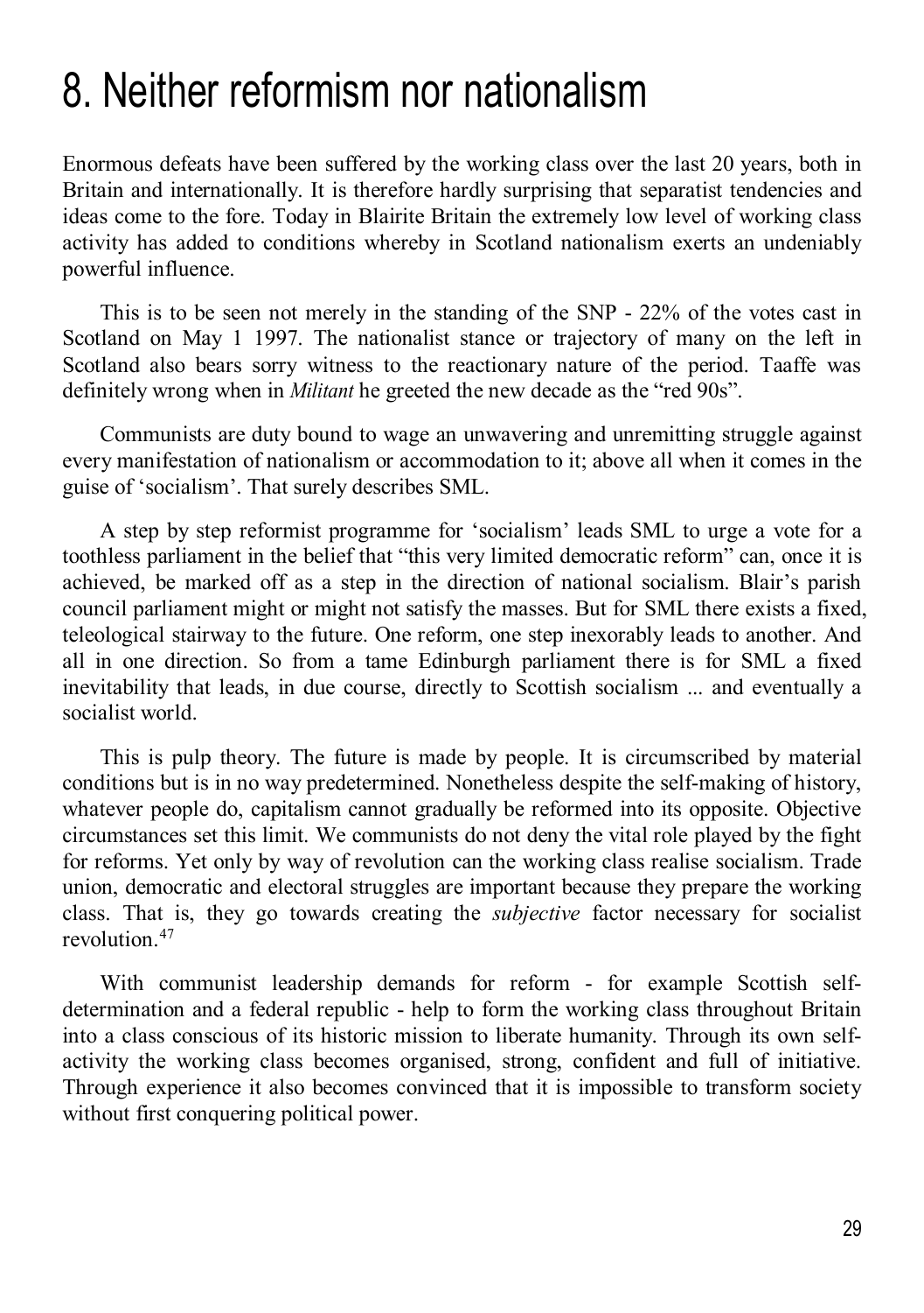# 8. Neither reformism nor nationalism

Enormous defeats have been suffered by the working class over the last 20 years, both in Britain and internationally. It is therefore hardly surprising that separatist tendencies and ideas come to the fore. Today in Blairite Britain the extremely low level of working class activity has added to conditions whereby in Scotland nationalism exerts an undeniably powerful influence.

This is to be seen not merely in the standing of the SNP - 22% of the votes cast in Scotland on May 1 1997. The nationalist stance or trajectory of many on the left in Scotland also bears sorry witness to the reactionary nature of the period. Taaffe was definitely wrong when in *Militant* he greeted the new decade as the "red 90s".

Communists are duty bound to wage an unwavering and unremitting struggle against every manifestation of nationalism or accommodation to it; above all when it comes in the guise of 'socialism'. That surely describes SML.

A step by step reformist programme for 'socialism' leads SML to urge a vote for a toothless parliament in the belief that "this very limited democratic reform" can, once it is achieved, be marked off as a step in the direction of national socialism. Blair's parish council parliament might or might not satisfy the masses. But for SML there exists a fixed, teleological stairway to the future. One reform, one step inexorably leads to another. And all in one direction. So from a tame Edinburgh parliament there is for SML a fixed inevitability that leads, in due course, directly to Scottish socialism ... and eventually a socialist world.

This is pulp theory. The future is made by people. It is circumscribed by material conditions but is in no way predetermined. Nonetheless despite the self-making of history, whatever people do, capitalism cannot gradually be reformed into its opposite. Objective circumstances set this limit. We communists do not deny the vital role played by the fight for reforms. Yet only by way of revolution can the working class realise socialism. Trade union, democratic and electoral struggles are important because they prepare the working class. That is, they go towards creating the *subjective* factor necessary for socialist revolution.[47]

With communist leadership demands for reform - for example Scottish self-determination and a federal republic - help to form the working class throughout Britain into a class conscious of its historic mission to liberate humanity. Through its own self-activity the working class becomes organised, strong, confident and full of initiative. Through experience it also becomes convinced that it is impossible to transform society without first conquering political power.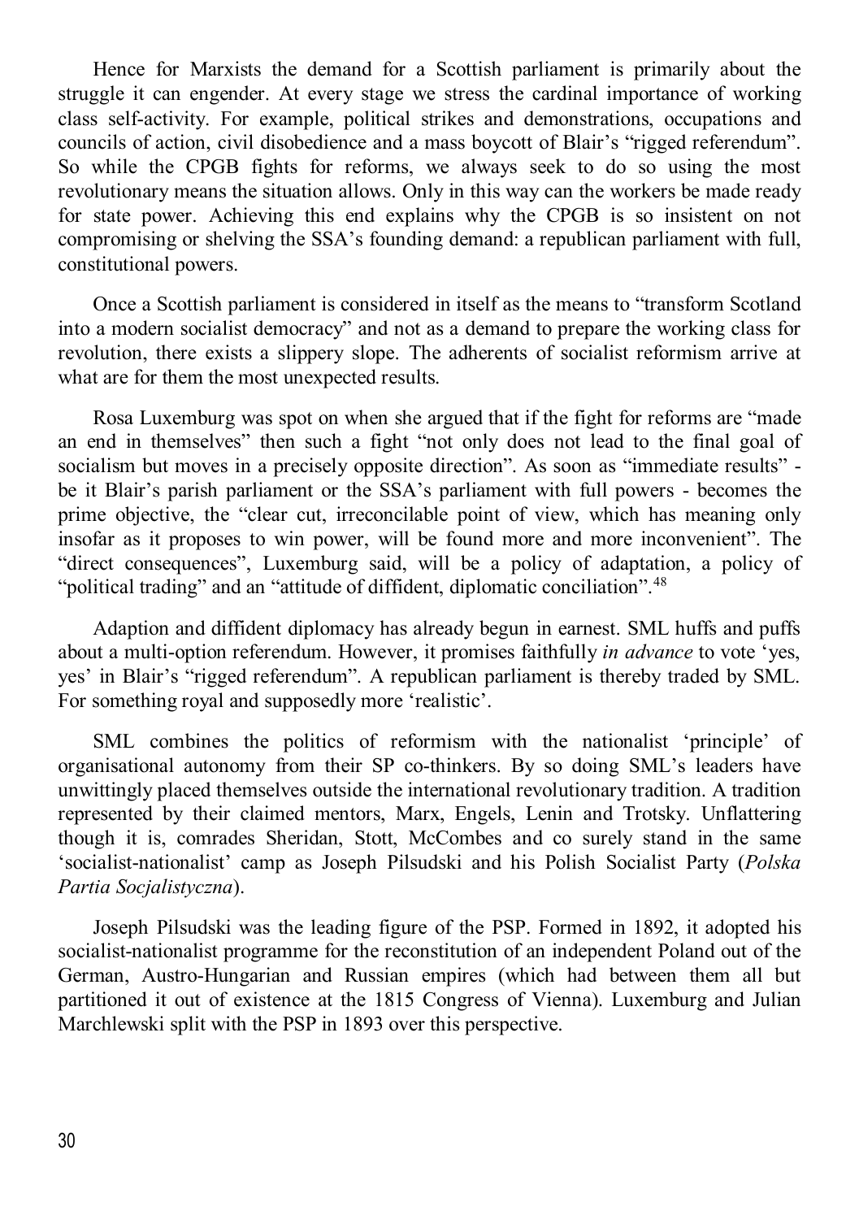Hence for Marxists the demand for a Scottish parliament is primarily about the struggle it can engender. At every stage we stress the cardinal importance of working class self-activity. For example, political strikes and demonstrations, occupations and councils of action, civil disobedience and a mass boycott of Blair's "rigged referendum". So while the CPGB fights for reforms, we always seek to do so using the most revolutionary means the situation allows. Only in this way can the workers be made ready for state power. Achieving this end explains why the CPGB is so insistent on not compromising or shelving the SSA's founding demand: a republican parliament with full, constitutional powers.

Once a Scottish parliament is considered in itself as the means to "transform Scotland into a modern socialist democracy" and not as a demand to prepare the working class for revolution, there exists a slippery slope. The adherents of socialist reformism arrive at what are for them the most unexpected results.

Rosa Luxemburg was spot on when she argued that if the fight for reforms are "made an end in themselves" then such a fight "not only does not lead to the final goal of socialism but moves in a precisely opposite direction". As soon as "immediate results" - be it Blair's parish parliament or the SSA's parliament with full powers - becomes the prime objective, the "clear cut, irreconcilable point of view, which has meaning only insofar as it proposes to win power, will be found more and more inconvenient". The "direct consequences", Luxemburg said, will be a policy of adaptation, a policy of "political trading" and an "attitude of diffident, diplomatic conciliation".[48]

Adaption and diffident diplomacy has already begun in earnest. SML huffs and puffs about a multi-option referendum. However, it promises faithfully *in advance* to vote 'yes, yes' in Blair's "rigged referendum". A republican parliament is thereby traded by SML. For something royal and supposedly more 'realistic'.

SML combines the politics of reformism with the nationalist 'principle' of organisational autonomy from their SP co-thinkers. By so doing SML's leaders have unwittingly placed themselves outside the international revolutionary tradition. A tradition represented by their claimed mentors, Marx, Engels, Lenin and Trotsky. Unflattering though it is, comrades Sheridan, Stott, McCombes and co surely stand in the same 'socialist-nationalist' camp as Joseph Pilsudski and his Polish Socialist Party (*Polska Partia Socjalistyczna*).

Joseph Pilsudski was the leading figure of the PSP. Formed in 1892, it adopted his socialist-nationalist programme for the reconstitution of an independent Poland out of the German, Austro-Hungarian and Russian empires (which had between them all but partitioned it out of existence at the 1815 Congress of Vienna). Luxemburg and Julian Marchlewski split with the PSP in 1893 over this perspective.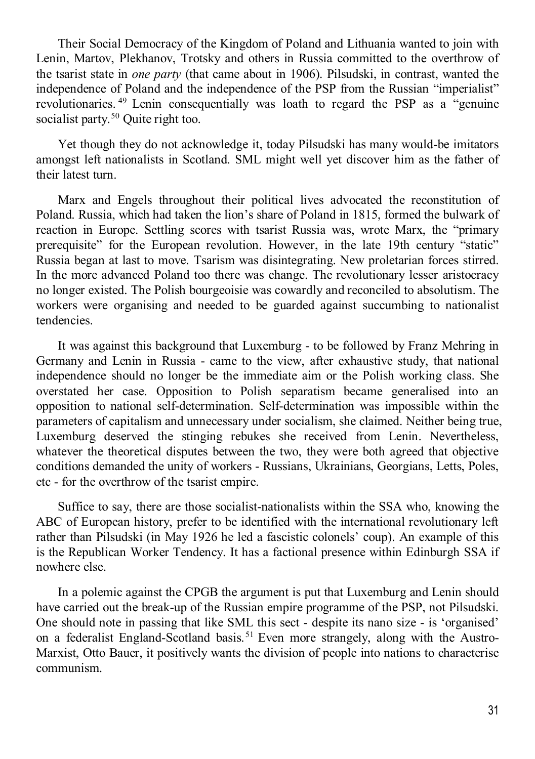Their Social Democracy of the Kingdom of Poland and Lithuania wanted to join with Lenin, Martov, Plekhanov, Trotsky and others in Russia committed to the overthrow of the tsarist state in *one party* (that came about in 1906). Pilsudski, in contrast, wanted the independence of Poland and the independence of the PSP from the Russian "imperialist" revolutionaries.[49] Lenin consequentially was loath to regard the PSP as a "genuine socialist party.[50] Quite right too.

Yet though they do not acknowledge it, today Pilsudski has many would-be imitators amongst left nationalists in Scotland. SML might well yet discover him as the father of their latest turn.

Marx and Engels throughout their political lives advocated the reconstitution of Poland. Russia, which had taken the lion's share of Poland in 1815, formed the bulwark of reaction in Europe. Settling scores with tsarist Russia was, wrote Marx, the "primary prerequisite" for the European revolution. However, in the late 19th century "static" Russia began at last to move. Tsarism was disintegrating. New proletarian forces stirred. In the more advanced Poland too there was change. The revolutionary lesser aristocracy no longer existed. The Polish bourgeoisie was cowardly and reconciled to absolutism. The workers were organising and needed to be guarded against succumbing to nationalist tendencies.

It was against this background that Luxemburg - to be followed by Franz Mehring in Germany and Lenin in Russia - came to the view, after exhaustive study, that national independence should no longer be the immediate aim or the Polish working class. She overstated her case. Opposition to Polish separatism became generalised into an opposition to national self-determination. Self-determination was impossible within the parameters of capitalism and unnecessary under socialism, she claimed. Neither being true, Luxemburg deserved the stinging rebukes she received from Lenin. Nevertheless, whatever the theoretical disputes between the two, they were both agreed that objective conditions demanded the unity of workers - Russians, Ukrainians, Georgians, Letts, Poles, etc - for the overthrow of the tsarist empire.

Suffice to say, there are those socialist-nationalists within the SSA who, knowing the ABC of European history, prefer to be identified with the international revolutionary left rather than Pilsudski (in May 1926 he led a fascistic colonels' coup). An example of this is the Republican Worker Tendency. It has a factional presence within Edinburgh SSA if nowhere else.

In a polemic against the CPGB the argument is put that Luxemburg and Lenin should have carried out the break-up of the Russian empire programme of the PSP, not Pilsudski. One should note in passing that like SML this sect - despite its nano size - is 'organised' on a federalist England-Scotland basis.[51] Even more strangely, along with the Austro-Marxist, Otto Bauer, it positively wants the division of people into nations to characterise communism.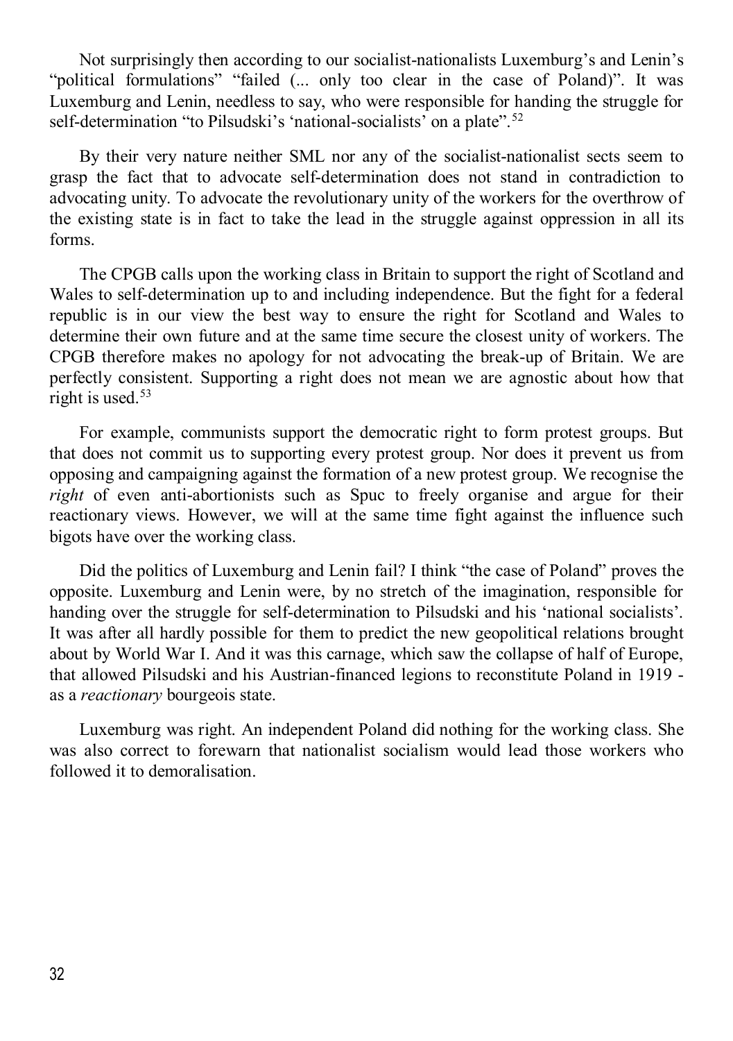Not surprisingly then according to our socialist-nationalists Luxemburg's and Lenin's "political formulations" "failed (... only too clear in the case of Poland)". It was Luxemburg and Lenin, needless to say, who were responsible for handing the struggle for self-determination "to Pilsudski's 'national-socialists' on a plate".[52]

By their very nature neither SML nor any of the socialist-nationalist sects seem to grasp the fact that to advocate self-determination does not stand in contradiction to advocating unity. To advocate the revolutionary unity of the workers for the overthrow of the existing state is in fact to take the lead in the struggle against oppression in all its forms.

The CPGB calls upon the working class in Britain to support the right of Scotland and Wales to self-determination up to and including independence. But the fight for a federal republic is in our view the best way to ensure the right for Scotland and Wales to determine their own future and at the same time secure the closest unity of workers. The CPGB therefore makes no apology for not advocating the break-up of Britain. We are perfectly consistent. Supporting a right does not mean we are agnostic about how that right is used.[53]

For example, communists support the democratic right to form protest groups. But that does not commit us to supporting every protest group. Nor does it prevent us from opposing and campaigning against the formation of a new protest group. We recognise the *right* of even anti-abortionists such as Spuc to freely organise and argue for their reactionary views. However, we will at the same time fight against the influence such bigots have over the working class.

Did the politics of Luxemburg and Lenin fail? I think "the case of Poland" proves the opposite. Luxemburg and Lenin were, by no stretch of the imagination, responsible for handing over the struggle for self-determination to Pilsudski and his 'national socialists'. It was after all hardly possible for them to predict the new geopolitical relations brought about by World War I. And it was this carnage, which saw the collapse of half of Europe, that allowed Pilsudski and his Austrian-financed legions to reconstitute Poland in 1919 - as a *reactionary* bourgeois state.

Luxemburg was right. An independent Poland did nothing for the working class. She was also correct to forewarn that nationalist socialism would lead those workers who followed it to demoralisation.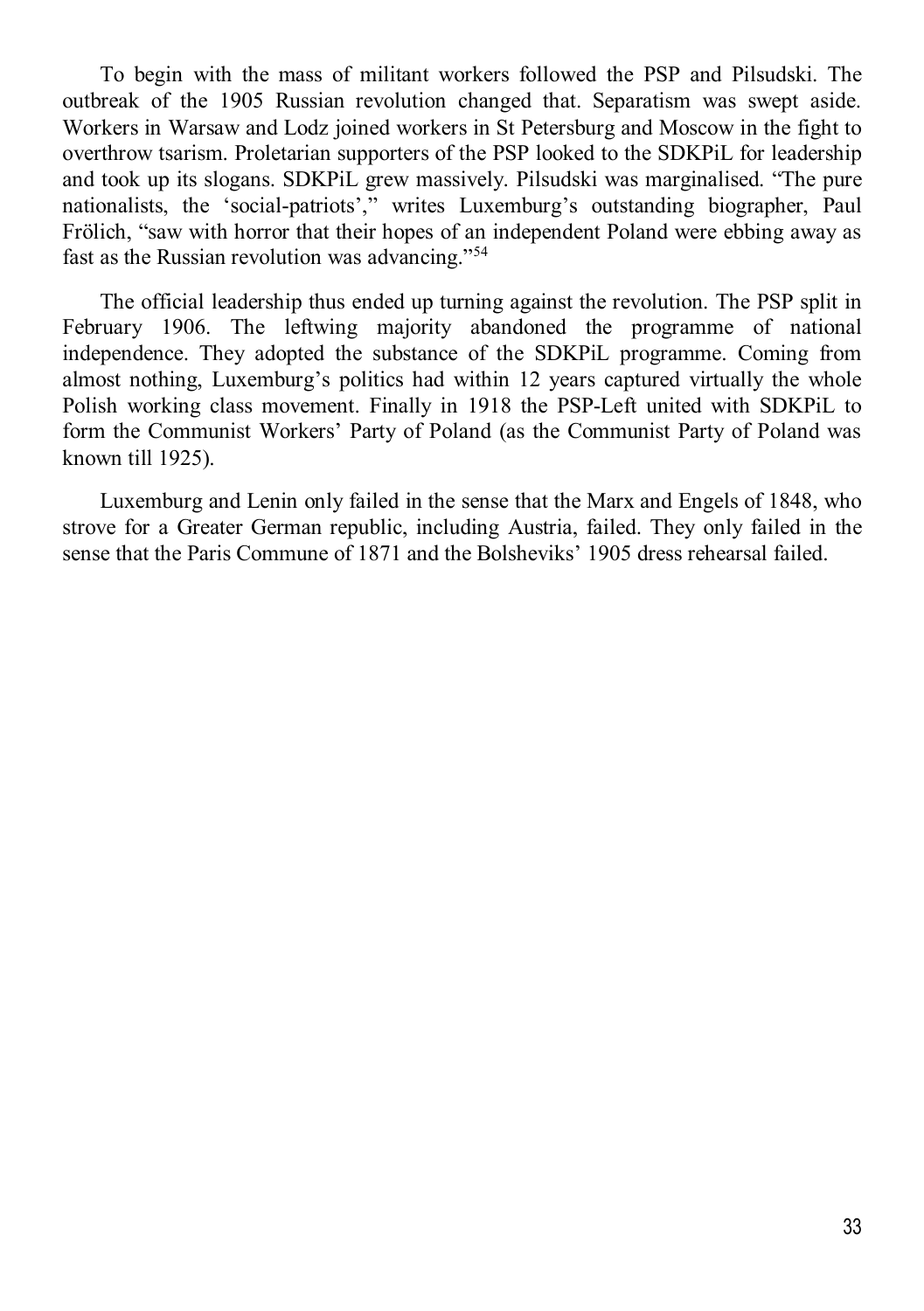To begin with the mass of militant workers followed the PSP and Pilsudski. The outbreak of the 1905 Russian revolution changed that. Separatism was swept aside. Workers in Warsaw and Lodz joined workers in St Petersburg and Moscow in the fight to overthrow tsarism. Proletarian supporters of the PSP looked to the SDKPiL for leadership and took up its slogans. SDKPiL grew massively. Pilsudski was marginalised. "The pure nationalists, the 'social-patriots'," writes Luxemburg's outstanding biographer, Paul Frölich, "saw with horror that their hopes of an independent Poland were ebbing away as fast as the Russian revolution was advancing."[54]

The official leadership thus ended up turning against the revolution. The PSP split in February 1906. The leftwing majority abandoned the programme of national independence. They adopted the substance of the SDKPiL programme. Coming from almost nothing, Luxemburg's politics had within 12 years captured virtually the whole Polish working class movement. Finally in 1918 the PSP-Left united with SDKPiL to form the Communist Workers' Party of Poland (as the Communist Party of Poland was known till 1925).

Luxemburg and Lenin only failed in the sense that the Marx and Engels of 1848, who strove for a Greater German republic, including Austria, failed. They only failed in the sense that the Paris Commune of 1871 and the Bolsheviks' 1905 dress rehearsal failed.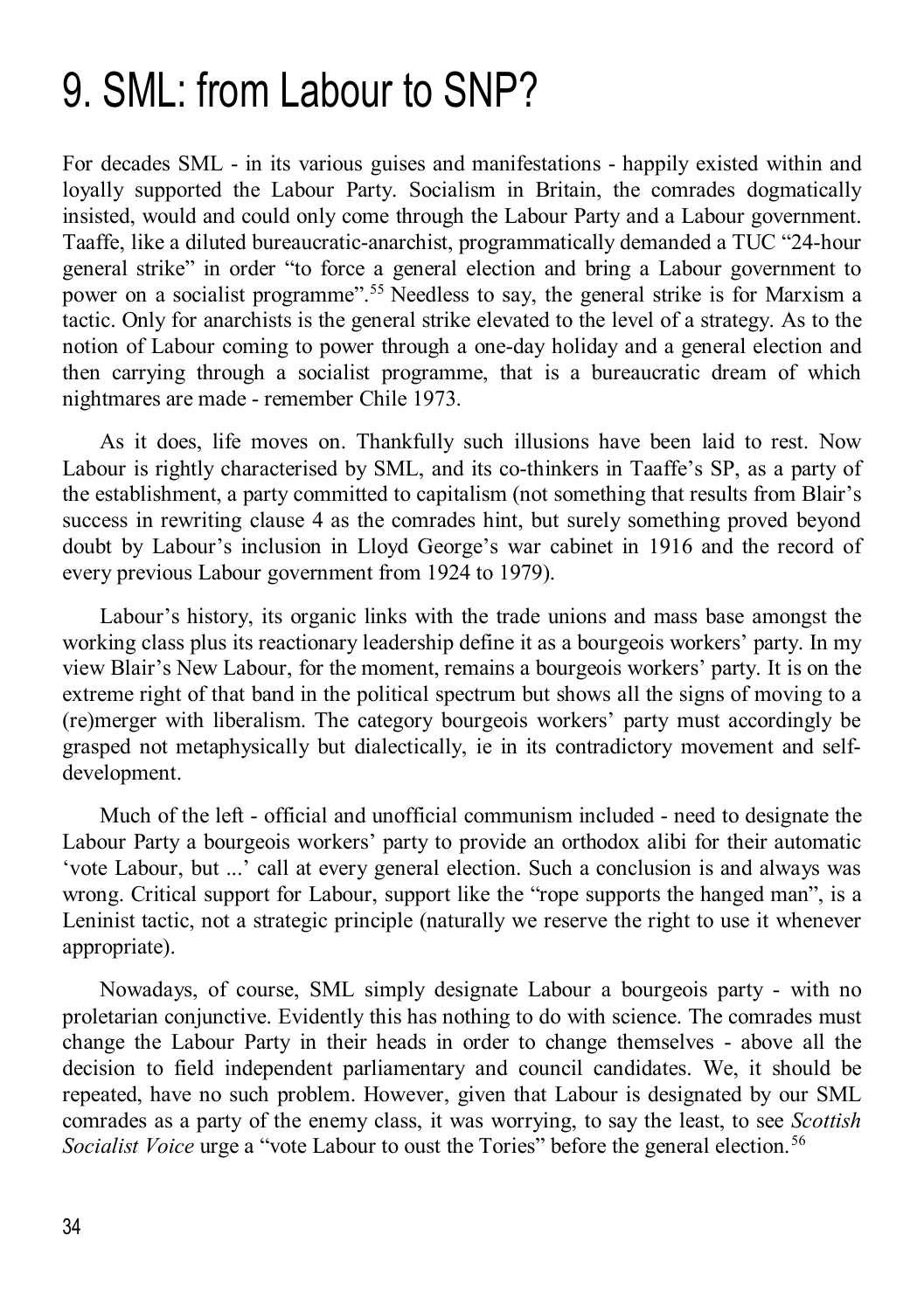# 9. SML: from Labour to SNP?

For decades SML - in its various guises and manifestations - happily existed within and loyally supported the Labour Party. Socialism in Britain, the comrades dogmatically insisted, would and could only come through the Labour Party and a Labour government. Taaffe, like a diluted bureaucratic-anarchist, programmatically demanded a TUC "24-hour general strike" in order "to force a general election and bring a Labour government to power on a socialist programme".[55] Needless to say, the general strike is for Marxism a tactic. Only for anarchists is the general strike elevated to the level of a strategy. As to the notion of Labour coming to power through a one-day holiday and a general election and then carrying through a socialist programme, that is a bureaucratic dream of which nightmares are made - remember Chile 1973.

As it does, life moves on. Thankfully such illusions have been laid to rest. Now Labour is rightly characterised by SML, and its co-thinkers in Taaffe's SP, as a party of the establishment, a party committed to capitalism (not something that results from Blair's success in rewriting clause 4 as the comrades hint, but surely something proved beyond doubt by Labour's inclusion in Lloyd George's war cabinet in 1916 and the record of every previous Labour government from 1924 to 1979).

Labour's history, its organic links with the trade unions and mass base amongst the working class plus its reactionary leadership define it as a bourgeois workers' party. In my view Blair's New Labour, for the moment, remains a bourgeois workers' party. It is on the extreme right of that band in the political spectrum but shows all the signs of moving to a (re)merger with liberalism. The category bourgeois workers' party must accordingly be grasped not metaphysically but dialectically, ie in its contradictory movement and self-development.

Much of the left - official and unofficial communism included - need to designate the Labour Party a bourgeois workers' party to provide an orthodox alibi for their automatic 'vote Labour, but ...' call at every general election. Such a conclusion is and always was wrong. Critical support for Labour, support like the "rope supports the hanged man", is a Leninist tactic, not a strategic principle (naturally we reserve the right to use it whenever appropriate).

Nowadays, of course, SML simply designate Labour a bourgeois party - with no proletarian conjunctive. Evidently this has nothing to do with science. The comrades must change the Labour Party in their heads in order to change themselves - above all the decision to field independent parliamentary and council candidates. We, it should be repeated, have no such problem. However, given that Labour is designated by our SML comrades as a party of the enemy class, it was worrying, to say the least, to see *Scottish Socialist Voice* urge a "vote Labour to oust the Tories" before the general election.[56]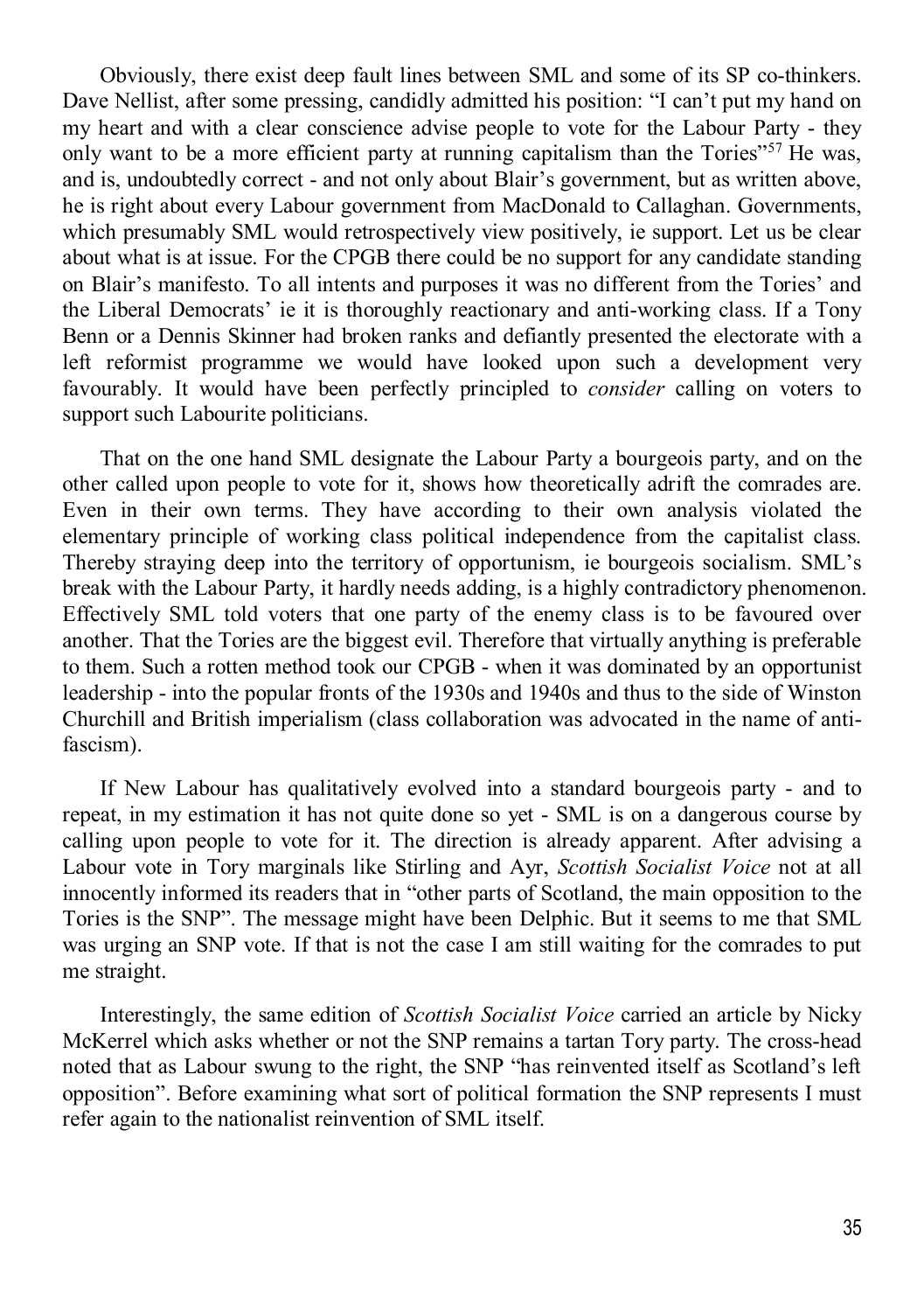Obviously, there exist deep fault lines between SML and some of its SP co-thinkers. Dave Nellist, after some pressing, candidly admitted his position: "I can't put my hand on my heart and with a clear conscience advise people to vote for the Labour Party - they only want to be a more efficient party at running capitalism than the Tories"[57] He was, and is, undoubtedly correct - and not only about Blair's government, but as written above, he is right about every Labour government from MacDonald to Callaghan. Governments, which presumably SML would retrospectively view positively, ie support. Let us be clear about what is at issue. For the CPGB there could be no support for any candidate standing on Blair's manifesto. To all intents and purposes it was no different from the Tories' and the Liberal Democrats' ie it is thoroughly reactionary and anti-working class. If a Tony Benn or a Dennis Skinner had broken ranks and defiantly presented the electorate with a left reformist programme we would have looked upon such a development very favourably. It would have been perfectly principled to *consider* calling on voters to support such Labourite politicians.

That on the one hand SML designate the Labour Party a bourgeois party, and on the other called upon people to vote for it, shows how theoretically adrift the comrades are. Even in their own terms. They have according to their own analysis violated the elementary principle of working class political independence from the capitalist class. Thereby straying deep into the territory of opportunism, ie bourgeois socialism. SML's break with the Labour Party, it hardly needs adding, is a highly contradictory phenomenon. Effectively SML told voters that one party of the enemy class is to be favoured over another. That the Tories are the biggest evil. Therefore that virtually anything is preferable to them. Such a rotten method took our CPGB - when it was dominated by an opportunist leadership - into the popular fronts of the 1930s and 1940s and thus to the side of Winston Churchill and British imperialism (class collaboration was advocated in the name of anti-fascism).

If New Labour has qualitatively evolved into a standard bourgeois party - and to repeat, in my estimation it has not quite done so yet - SML is on a dangerous course by calling upon people to vote for it. The direction is already apparent. After advising a Labour vote in Tory marginals like Stirling and Ayr, *Scottish Socialist Voice* not at all innocently informed its readers that in "other parts of Scotland, the main opposition to the Tories is the SNP". The message might have been Delphic. But it seems to me that SML was urging an SNP vote. If that is not the case I am still waiting for the comrades to put me straight.

Interestingly, the same edition of *Scottish Socialist Voice* carried an article by Nicky McKerrel which asks whether or not the SNP remains a tartan Tory party. The cross-head noted that as Labour swung to the right, the SNP "has reinvented itself as Scotland's left opposition". Before examining what sort of political formation the SNP represents I must refer again to the nationalist reinvention of SML itself.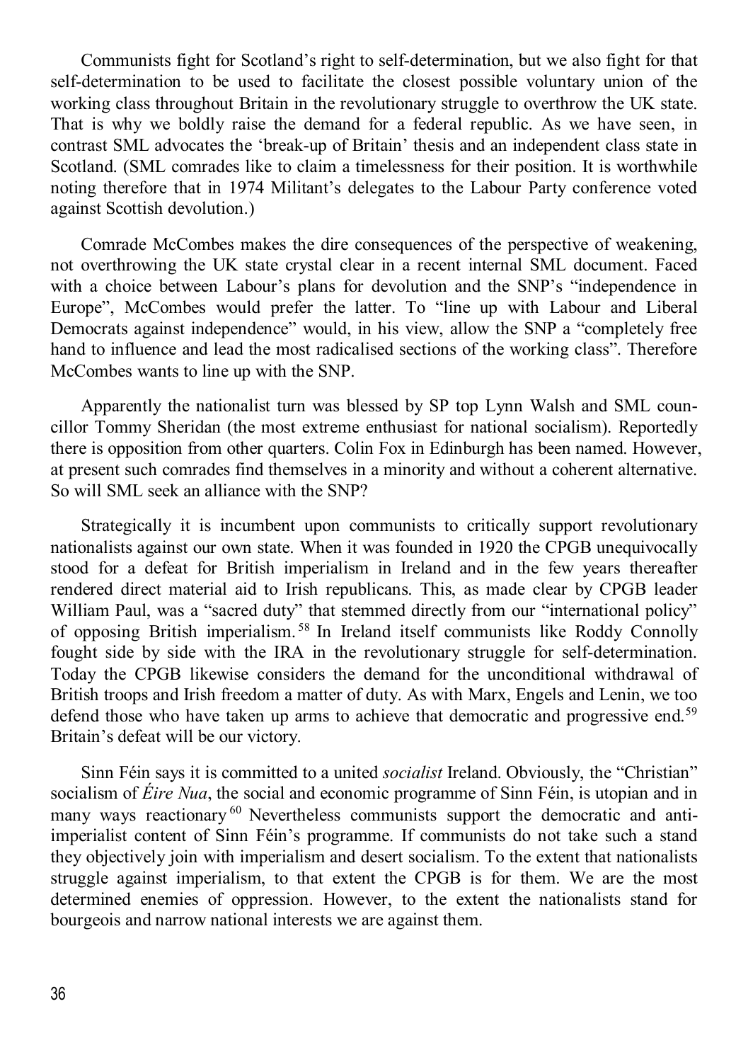Communists fight for Scotland's right to self-determination, but we also fight for that self-determination to be used to facilitate the closest possible voluntary union of the working class throughout Britain in the revolutionary struggle to overthrow the UK state. That is why we boldly raise the demand for a federal republic. As we have seen, in contrast SML advocates the 'break-up of Britain' thesis and an independent class state in Scotland. (SML comrades like to claim a timelessness for their position. It is worthwhile noting therefore that in 1974 Militant's delegates to the Labour Party conference voted against Scottish devolution.)

Comrade McCombes makes the dire consequences of the perspective of weakening, not overthrowing the UK state crystal clear in a recent internal SML document. Faced with a choice between Labour's plans for devolution and the SNP's "independence in Europe", McCombes would prefer the latter. To "line up with Labour and Liberal Democrats against independence" would, in his view, allow the SNP a "completely free hand to influence and lead the most radicalised sections of the working class". Therefore McCombes wants to line up with the SNP.

Apparently the nationalist turn was blessed by SP top Lynn Walsh and SML councillor Tommy Sheridan (the most extreme enthusiast for national socialism). Reportedly there is opposition from other quarters. Colin Fox in Edinburgh has been named. However, at present such comrades find themselves in a minority and without a coherent alternative. So will SML seek an alliance with the SNP?

Strategically it is incumbent upon communists to critically support revolutionary nationalists against our own state. When it was founded in 1920 the CPGB unequivocally stood for a defeat for British imperialism in Ireland and in the few years thereafter rendered direct material aid to Irish republicans. This, as made clear by CPGB leader William Paul, was a "sacred duty" that stemmed directly from our "international policy" of opposing British imperialism.[58] In Ireland itself communists like Roddy Connolly fought side by side with the IRA in the revolutionary struggle for self-determination. Today the CPGB likewise considers the demand for the unconditional withdrawal of British troops and Irish freedom a matter of duty. As with Marx, Engels and Lenin, we too defend those who have taken up arms to achieve that democratic and progressive end.[59] Britain's defeat will be our victory.

Sinn Féin says it is committed to a united *socialist* Ireland. Obviously, the "Christian" socialism of *Éire Nua*, the social and economic programme of Sinn Féin, is utopian and in many ways reactionary[60] Nevertheless communists support the democratic and anti-imperialist content of Sinn Féin's programme. If communists do not take such a stand they objectively join with imperialism and desert socialism. To the extent that nationalists struggle against imperialism, to that extent the CPGB is for them. We are the most determined enemies of oppression. However, to the extent the nationalists stand for bourgeois and narrow national interests we are against them.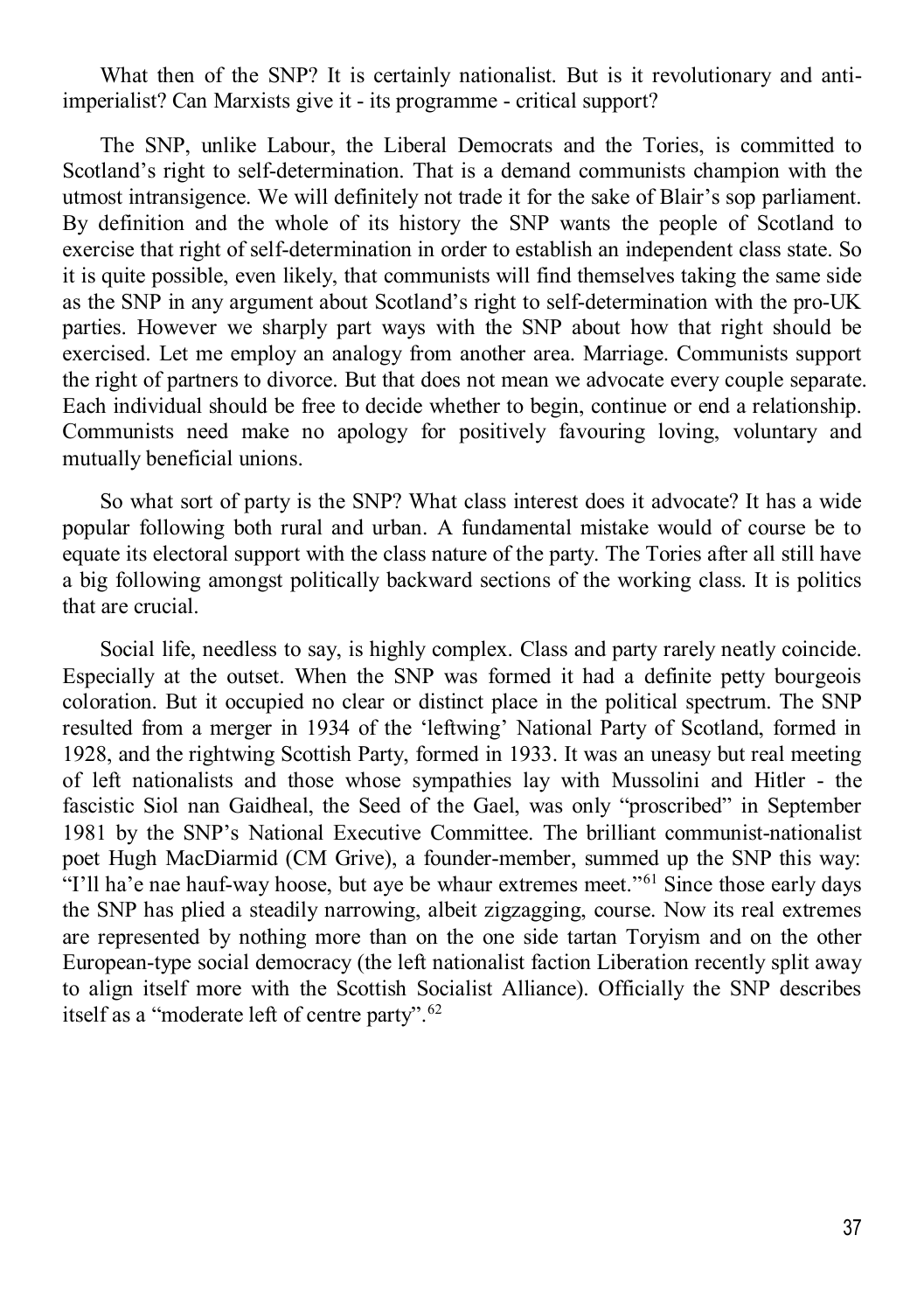What then of the SNP? It is certainly nationalist. But is it revolutionary and anti-imperialist? Can Marxists give it - its programme - critical support?

The SNP, unlike Labour, the Liberal Democrats and the Tories, is committed to Scotland's right to self-determination. That is a demand communists champion with the utmost intransigence. We will definitely not trade it for the sake of Blair's sop parliament. By definition and the whole of its history the SNP wants the people of Scotland to exercise that right of self-determination in order to establish an independent class state. So it is quite possible, even likely, that communists will find themselves taking the same side as the SNP in any argument about Scotland's right to self-determination with the pro-UK parties. However we sharply part ways with the SNP about how that right should be exercised. Let me employ an analogy from another area. Marriage. Communists support the right of partners to divorce. But that does not mean we advocate every couple separate. Each individual should be free to decide whether to begin, continue or end a relationship. Communists need make no apology for positively favouring loving, voluntary and mutually beneficial unions.

So what sort of party is the SNP? What class interest does it advocate? It has a wide popular following both rural and urban. A fundamental mistake would of course be to equate its electoral support with the class nature of the party. The Tories after all still have a big following amongst politically backward sections of the working class. It is politics that are crucial.

Social life, needless to say, is highly complex. Class and party rarely neatly coincide. Especially at the outset. When the SNP was formed it had a definite petty bourgeois coloration. But it occupied no clear or distinct place in the political spectrum. The SNP resulted from a merger in 1934 of the 'leftwing' National Party of Scotland, formed in 1928, and the rightwing Scottish Party, formed in 1933. It was an uneasy but real meeting of left nationalists and those whose sympathies lay with Mussolini and Hitler - the fascistic Siol nan Gaidheal, the Seed of the Gael, was only "proscribed" in September 1981 by the SNP's National Executive Committee. The brilliant communist-nationalist poet Hugh MacDiarmid (CM Grive), a founder-member, summed up the SNP this way: "I'll ha'e nae hauf-way hoose, but aye be whaur extremes meet."[61] Since those early days the SNP has plied a steadily narrowing, albeit zigzagging, course. Now its real extremes are represented by nothing more than on the one side tartan Toryism and on the other European-type social democracy (the left nationalist faction Liberation recently split away to align itself more with the Scottish Socialist Alliance). Officially the SNP describes itself as a "moderate left of centre party".[62]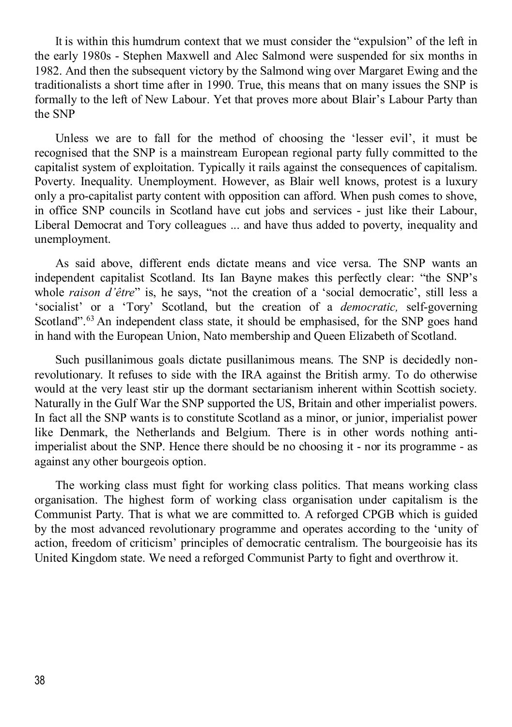It is within this humdrum context that we must consider the "expulsion" of the left in the early 1980s - Stephen Maxwell and Alec Salmond were suspended for six months in 1982. And then the subsequent victory by the Salmond wing over Margaret Ewing and the traditionalists a short time after in 1990. True, this means that on many issues the SNP is formally to the left of New Labour. Yet that proves more about Blair's Labour Party than the SNP

Unless we are to fall for the method of choosing the 'lesser evil', it must be recognised that the SNP is a mainstream European regional party fully committed to the capitalist system of exploitation. Typically it rails against the consequences of capitalism. Poverty. Inequality. Unemployment. However, as Blair well knows, protest is a luxury only a pro-capitalist party content with opposition can afford. When push comes to shove, in office SNP councils in Scotland have cut jobs and services - just like their Labour, Liberal Democrat and Tory colleagues ... and have thus added to poverty, inequality and unemployment.

As said above, different ends dictate means and vice versa. The SNP wants an independent capitalist Scotland. Its Ian Bayne makes this perfectly clear: "the SNP's whole *raison d'être*" is, he says, "not the creation of a 'social democratic', still less a 'socialist' or a 'Tory' Scotland, but the creation of a *democratic,* self-governing Scotland".[63] An independent class state, it should be emphasised, for the SNP goes hand in hand with the European Union, Nato membership and Queen Elizabeth of Scotland.

Such pusillanimous goals dictate pusillanimous means. The SNP is decidedly non-revolutionary. It refuses to side with the IRA against the British army. To do otherwise would at the very least stir up the dormant sectarianism inherent within Scottish society. Naturally in the Gulf War the SNP supported the US, Britain and other imperialist powers. In fact all the SNP wants is to constitute Scotland as a minor, or junior, imperialist power like Denmark, the Netherlands and Belgium. There is in other words nothing anti-imperialist about the SNP. Hence there should be no choosing it - nor its programme - as against any other bourgeois option.

The working class must fight for working class politics. That means working class organisation. The highest form of working class organisation under capitalism is the Communist Party. That is what we are committed to. A reforged CPGB which is guided by the most advanced revolutionary programme and operates according to the 'unity of action, freedom of criticism' principles of democratic centralism. The bourgeoisie has its United Kingdom state. We need a reforged Communist Party to fight and overthrow it.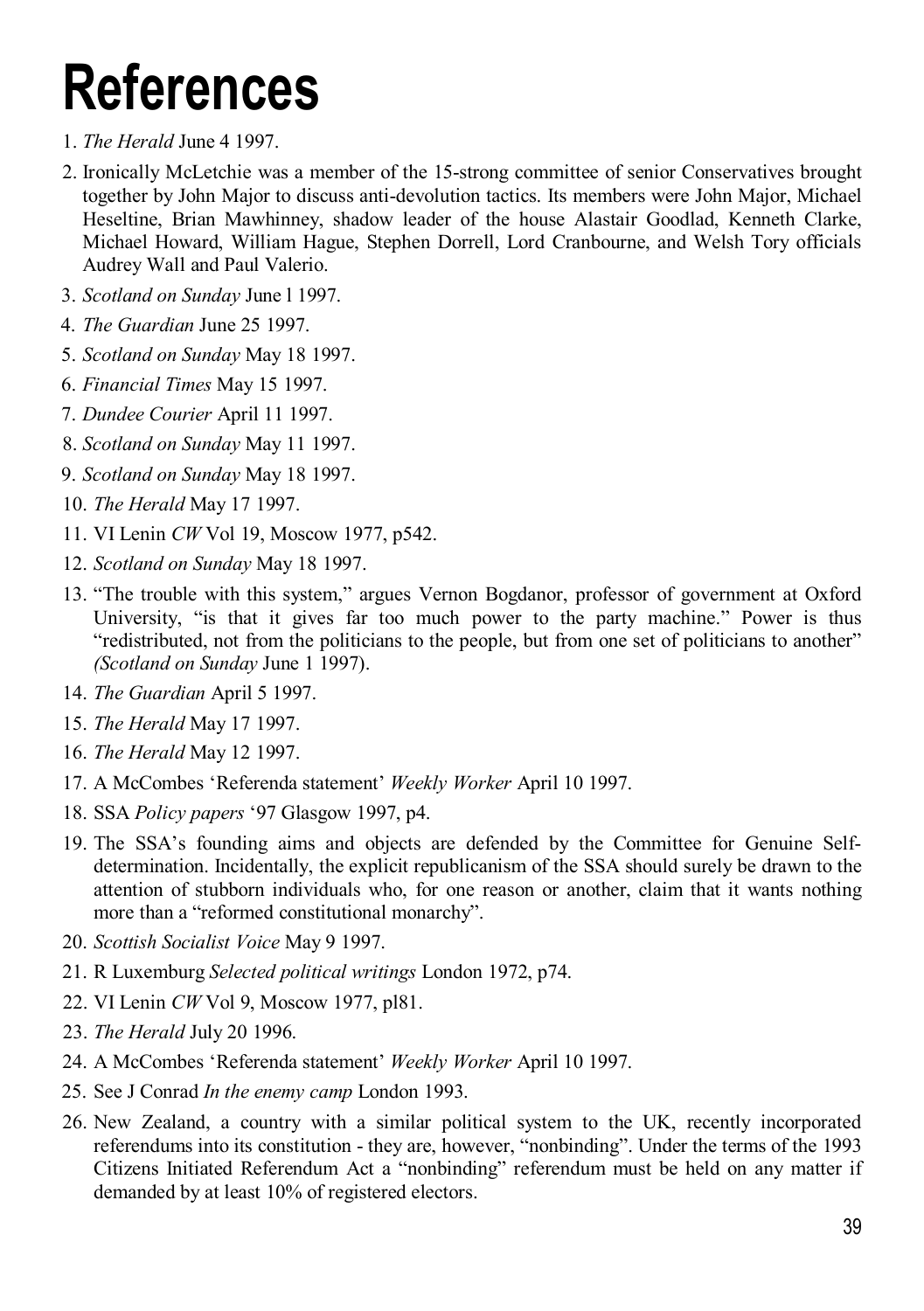# References

1. *The Herald* June 4 1997.
2. Ironically McLetchie was a member of the 15-strong committee of senior Conservatives brought together by John Major to discuss anti-devolution tactics. Its members were John Major, Michael Heseltine, Brian Mawhinney, shadow leader of the house Alastair Goodlad, Kenneth Clarke, Michael Howard, William Hague, Stephen Dorrell, Lord Cranbourne, and Welsh Tory officials Audrey Wall and Paul Valerio.
3. *Scotland on Sunday* June l 1997.
4. *The Guardian* June 25 1997.
5. *Scotland on Sunday* May 18 1997.
6. *Financial Times* May 15 1997.
7. *Dundee Courier* April 11 1997.
8. *Scotland on Sunday* May 11 1997.
9. *Scotland on Sunday* May 18 1997.
10. *The Herald* May 17 1997.
11. VI Lenin *CW* Vol 19, Moscow 1977, p542.
12. *Scotland on Sunday* May 18 1997.
13. "The trouble with this system," argues Vernon Bogdanor, professor of government at Oxford University, "is that it gives far too much power to the party machine." Power is thus "redistributed, not from the politicians to the people, but from one set of politicians to another" *(Scotland on Sunday* June 1 1997).
14. *The Guardian* April 5 1997.
15. *The Herald* May 17 1997.
16. *The Herald* May 12 1997.
17. A McCombes 'Referenda statement' *Weekly Worker* April 10 1997.
18. SSA *Policy papers* '97 Glasgow 1997, p4.
19. The SSA's founding aims and objects are defended by the Committee for Genuine Self-determination. Incidentally, the explicit republicanism of the SSA should surely be drawn to the attention of stubborn individuals who, for one reason or another, claim that it wants nothing more than a "reformed constitutional monarchy".
20. *Scottish Socialist Voice* May 9 1997.
21. R Luxemburg *Selected political writings* London 1972, p74.
22. VI Lenin *CW* Vol 9, Moscow 1977, pl81.
23. *The Herald* July 20 1996.
24. A McCombes 'Referenda statement' *Weekly Worker* April 10 1997.
25. See J Conrad *In the enemy camp* London 1993.
26. New Zealand, a country with a similar political system to the UK, recently incorporated referendums into its constitution - they are, however, "nonbinding". Under the terms of the 1993 Citizens Initiated Referendum Act a "nonbinding" referendum must be held on any matter if demanded by at least 10% of registered electors.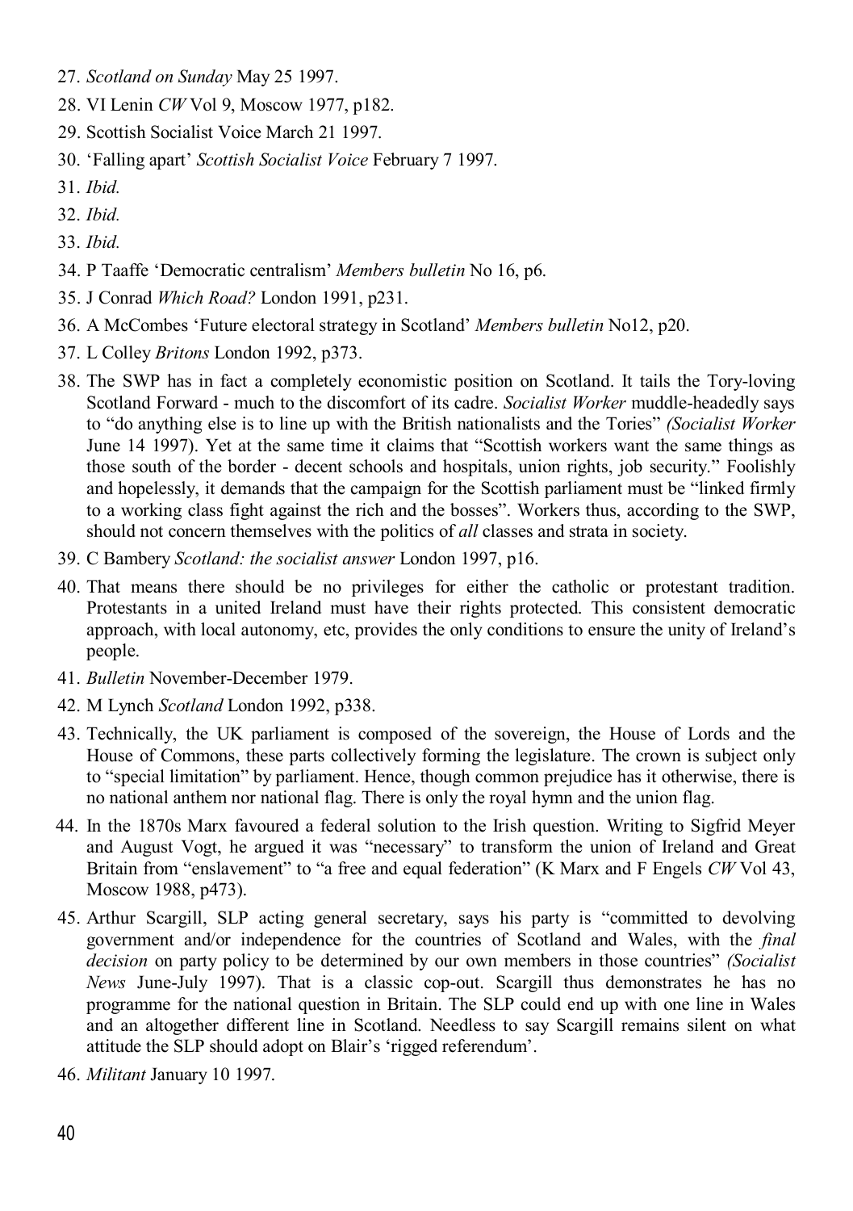27. *Scotland on Sunday* May 25 1997.
28. VI Lenin *CW* Vol 9, Moscow 1977, p182.
29. Scottish Socialist Voice March 21 1997.
30. 'Falling apart' *Scottish Socialist Voice* February 7 1997.
31. *Ibid.*
32. *Ibid.*
33. *Ibid.*
34. P Taaffe 'Democratic centralism' *Members bulletin* No 16, p6.
35. J Conrad *Which Road?* London 1991, p231.
36. A McCombes 'Future electoral strategy in Scotland' *Members bulletin* No12, p20.
37. L Colley *Britons* London 1992, p373.
38. The SWP has in fact a completely economistic position on Scotland. It tails the Tory-loving Scotland Forward - much to the discomfort of its cadre. *Socialist Worker* muddle-headedly says to "do anything else is to line up with the British nationalists and the Tories" *(Socialist Worker* June 14 1997). Yet at the same time it claims that "Scottish workers want the same things as those south of the border - decent schools and hospitals, union rights, job security." Foolishly and hopelessly, it demands that the campaign for the Scottish parliament must be "linked firmly to a working class fight against the rich and the bosses". Workers thus, according to the SWP, should not concern themselves with the politics of *all* classes and strata in society.
39. C Bambery *Scotland: the socialist answer* London 1997, p16.
40. That means there should be no privileges for either the catholic or protestant tradition. Protestants in a united Ireland must have their rights protected. This consistent democratic approach, with local autonomy, etc, provides the only conditions to ensure the unity of Ireland's people.
41. *Bulletin* November-December 1979.
42. M Lynch *Scotland* London 1992, p338.
43. Technically, the UK parliament is composed of the sovereign, the House of Lords and the House of Commons, these parts collectively forming the legislature. The crown is subject only to "special limitation" by parliament. Hence, though common prejudice has it otherwise, there is no national anthem nor national flag. There is only the royal hymn and the union flag.
44. In the 1870s Marx favoured a federal solution to the Irish question. Writing to Sigfrid Meyer and August Vogt, he argued it was "necessary" to transform the union of Ireland and Great Britain from "enslavement" to "a free and equal federation" (K Marx and F Engels *CW* Vol 43, Moscow 1988, p473).
45. Arthur Scargill, SLP acting general secretary, says his party is "committed to devolving government and/or independence for the countries of Scotland and Wales, with the *final decision* on party policy to be determined by our own members in those countries" *(Socialist News* June-July 1997). That is a classic cop-out. Scargill thus demonstrates he has no programme for the national question in Britain. The SLP could end up with one line in Wales and an altogether different line in Scotland. Needless to say Scargill remains silent on what attitude the SLP should adopt on Blair's 'rigged referendum'.
46. *Militant* January 10 1997.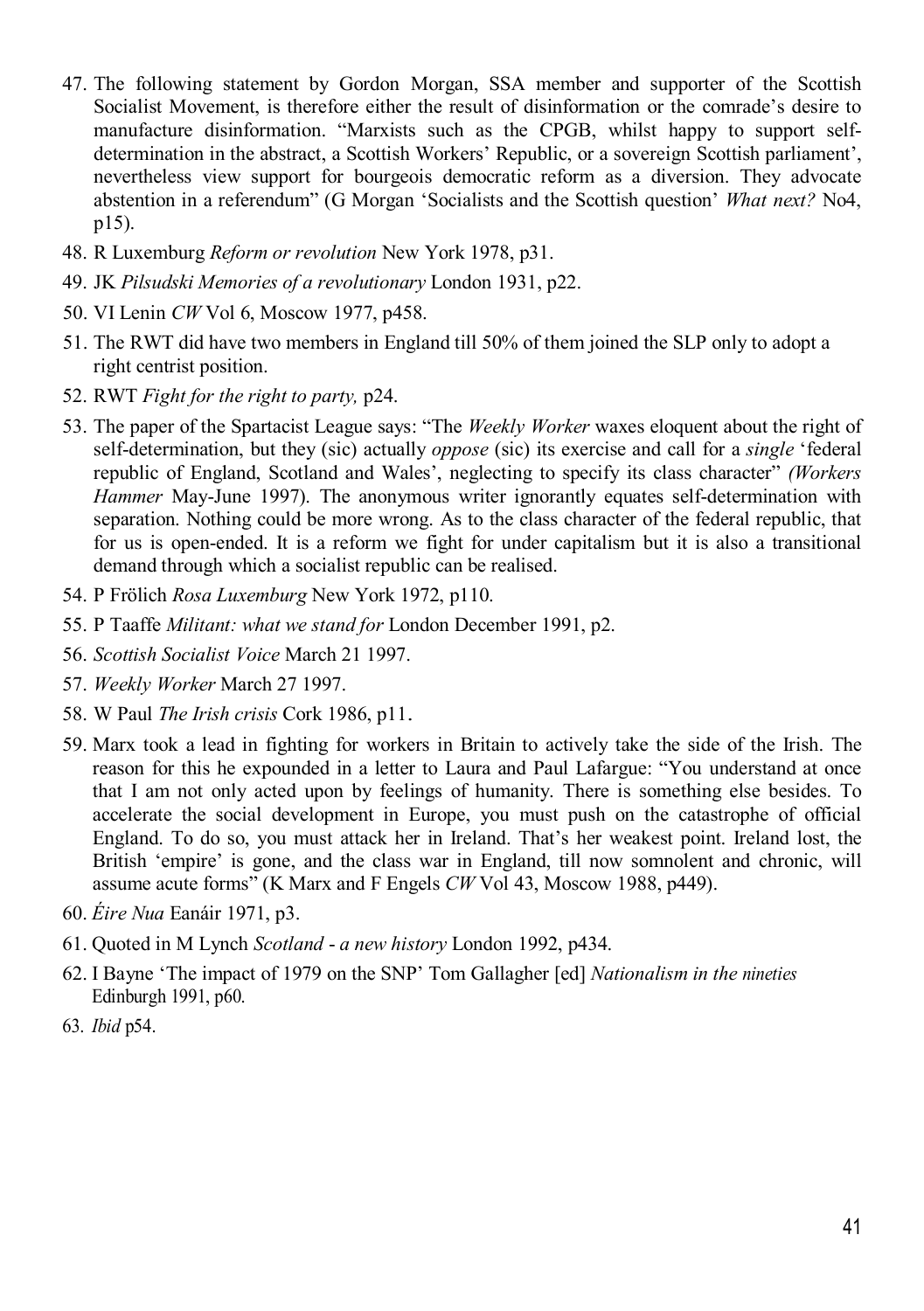47. The following statement by Gordon Morgan, SSA member and supporter of the Scottish Socialist Movement, is therefore either the result of disinformation or the comrade's desire to manufacture disinformation. "Marxists such as the CPGB, whilst happy to support self-determination in the abstract, a Scottish Workers' Republic, or a sovereign Scottish parliament', nevertheless view support for bourgeois democratic reform as a diversion. They advocate abstention in a referendum" (G Morgan 'Socialists and the Scottish question' *What next?* No4, p15).
48. R Luxemburg *Reform or revolution* New York 1978, p31.
49. JK *Pilsudski Memories of a revolutionary* London 1931, p22.
50. VI Lenin *CW* Vol 6, Moscow 1977, p458.
51. The RWT did have two members in England till 50% of them joined the SLP only to adopt a right centrist position.
52. RWT *Fight for the right to party,* p24.
53. The paper of the Spartacist League says: "The *Weekly Worker* waxes eloquent about the right of self-determination, but they (sic) actually *oppose* (sic) its exercise and call for a *single* 'federal republic of England, Scotland and Wales', neglecting to specify its class character" *(Workers Hammer* May-June 1997). The anonymous writer ignorantly equates self-determination with separation. Nothing could be more wrong. As to the class character of the federal republic, that for us is open-ended. It is a reform we fight for under capitalism but it is also a transitional demand through which a socialist republic can be realised.
54. P Frölich *Rosa Luxemburg* New York 1972, p110.
55. P Taaffe *Militant: what we stand for* London December 1991, p2.
56. *Scottish Socialist Voice* March 21 1997.
57. *Weekly Worker* March 27 1997.
58. W Paul *The Irish crisis* Cork 1986, p11.
59. Marx took a lead in fighting for workers in Britain to actively take the side of the Irish. The reason for this he expounded in a letter to Laura and Paul Lafargue: "You understand at once that I am not only acted upon by feelings of humanity. There is something else besides. To accelerate the social development in Europe, you must push on the catastrophe of official England. To do so, you must attack her in Ireland. That's her weakest point. Ireland lost, the British 'empire' is gone, and the class war in England, till now somnolent and chronic, will assume acute forms" (K Marx and F Engels *CW* Vol 43, Moscow 1988, p449).
60. *Éire Nua* Eanáir 1971, p3.
61. Quoted in M Lynch *Scotland - a new history* London 1992, p434.
62. I Bayne 'The impact of 1979 on the SNP' Tom Gallagher [ed] *Nationalism in the nineties* Edinburgh 1991, p60.
63. *Ibid* p54.